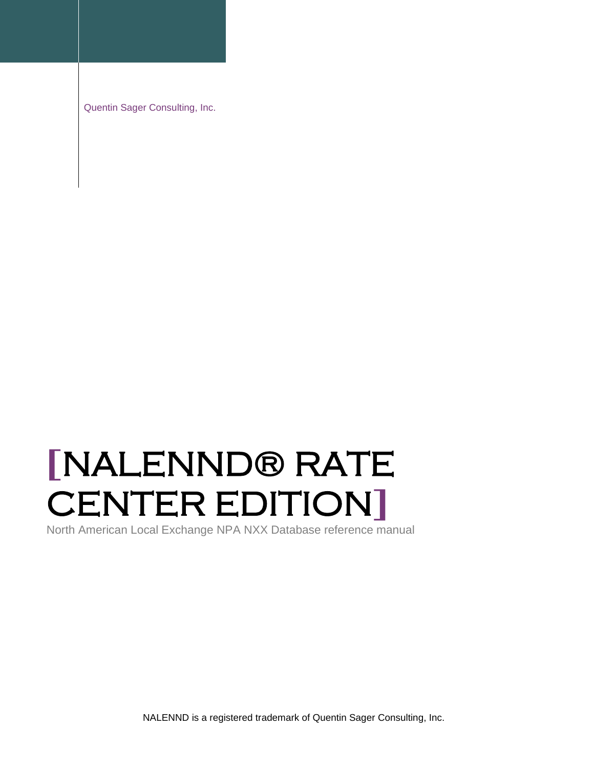Quentin Sager Consulting, Inc.

# [NALENND® RATE CENTER EDITION]

North American Local Exchange NPA NXX Database reference manual

NALENND is a registered trademark of Quentin Sager Consulting, Inc.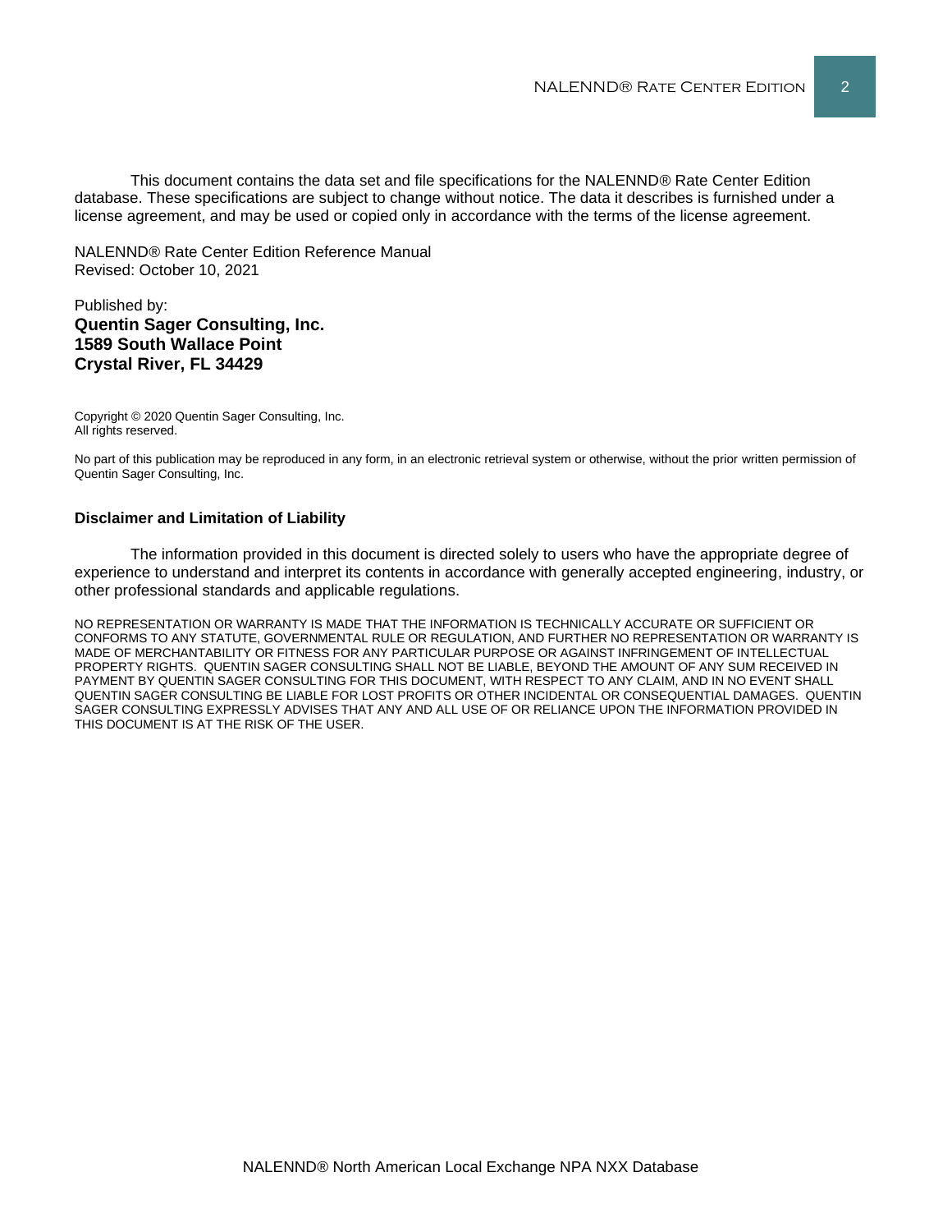This document contains the data set and file specifications for the NALENND® Rate Center Edition database. These specifications are subject to change without notice. The data it describes is furnished under a license agreement, and may be used or copied only in accordance with the terms of the license agreement.

NALENND® Rate Center Edition Reference Manual
Revised: October 10, 2021

Published by:
**Quentin Sager Consulting, Inc.**
**1589 South Wallace Point**
**Crystal River, FL 34429**

Copyright © 2020 Quentin Sager Consulting, Inc.
All rights reserved.

No part of this publication may be reproduced in any form, in an electronic retrieval system or otherwise, without the prior written permission of Quentin Sager Consulting, Inc.

**Disclaimer and Limitation of Liability**

The information provided in this document is directed solely to users who have the appropriate degree of experience to understand and interpret its contents in accordance with generally accepted engineering, industry, or other professional standards and applicable regulations.

NO REPRESENTATION OR WARRANTY IS MADE THAT THE INFORMATION IS TECHNICALLY ACCURATE OR SUFFICIENT OR CONFORMS TO ANY STATUTE, GOVERNMENTAL RULE OR REGULATION, AND FURTHER NO REPRESENTATION OR WARRANTY IS MADE OF MERCHANTABILITY OR FITNESS FOR ANY PARTICULAR PURPOSE OR AGAINST INFRINGEMENT OF INTELLECTUAL PROPERTY RIGHTS. QUENTIN SAGER CONSULTING SHALL NOT BE LIABLE, BEYOND THE AMOUNT OF ANY SUM RECEIVED IN PAYMENT BY QUENTIN SAGER CONSULTING FOR THIS DOCUMENT, WITH RESPECT TO ANY CLAIM, AND IN NO EVENT SHALL QUENTIN SAGER CONSULTING BE LIABLE FOR LOST PROFITS OR OTHER INCIDENTAL OR CONSEQUENTIAL DAMAGES. QUENTIN SAGER CONSULTING EXPRESSLY ADVISES THAT ANY AND ALL USE OF OR RELIANCE UPON THE INFORMATION PROVIDED IN THIS DOCUMENT IS AT THE RISK OF THE USER.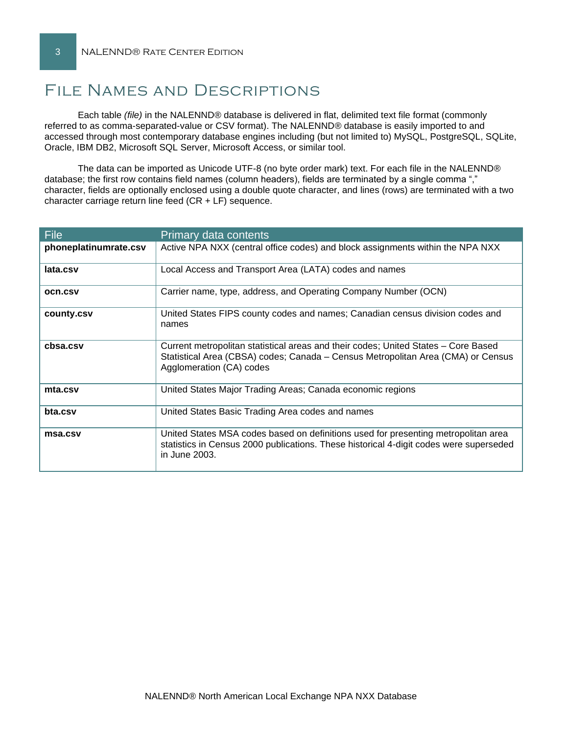# File Names and Descriptions

Each table *(file)* in the NALENND® database is delivered in flat, delimited text file format (commonly referred to as comma-separated-value or CSV format). The NALENND® database is easily imported to and accessed through most contemporary database engines including (but not limited to) MySQL, PostgreSQL, SQLite, Oracle, IBM DB2, Microsoft SQL Server, Microsoft Access, or similar tool.

The data can be imported as Unicode UTF-8 (no byte order mark) text. For each file in the NALENND® database; the first row contains field names (column headers), fields are terminated by a single comma "," character, fields are optionally enclosed using a double quote character, and lines (rows) are terminated with a two character carriage return line feed (CR + LF) sequence.

| File | Primary data contents |
|---|---|
| **phoneplatinumrate.csv** | Active NPA NXX (central office codes) and block assignments within the NPA NXX |
| **lata.csv** | Local Access and Transport Area (LATA) codes and names |
| **ocn.csv** | Carrier name, type, address, and Operating Company Number (OCN) |
| **county.csv** | United States FIPS county codes and names; Canadian census division codes and names |
| **cbsa.csv** | Current metropolitan statistical areas and their codes; United States – Core Based Statistical Area (CBSA) codes; Canada – Census Metropolitan Area (CMA) or Census Agglomeration (CA) codes |
| **mta.csv** | United States Major Trading Areas; Canada economic regions |
| **bta.csv** | United States Basic Trading Area codes and names |
| **msa.csv** | United States MSA codes based on definitions used for presenting metropolitan area statistics in Census 2000 publications. These historical 4-digit codes were superseded in June 2003. |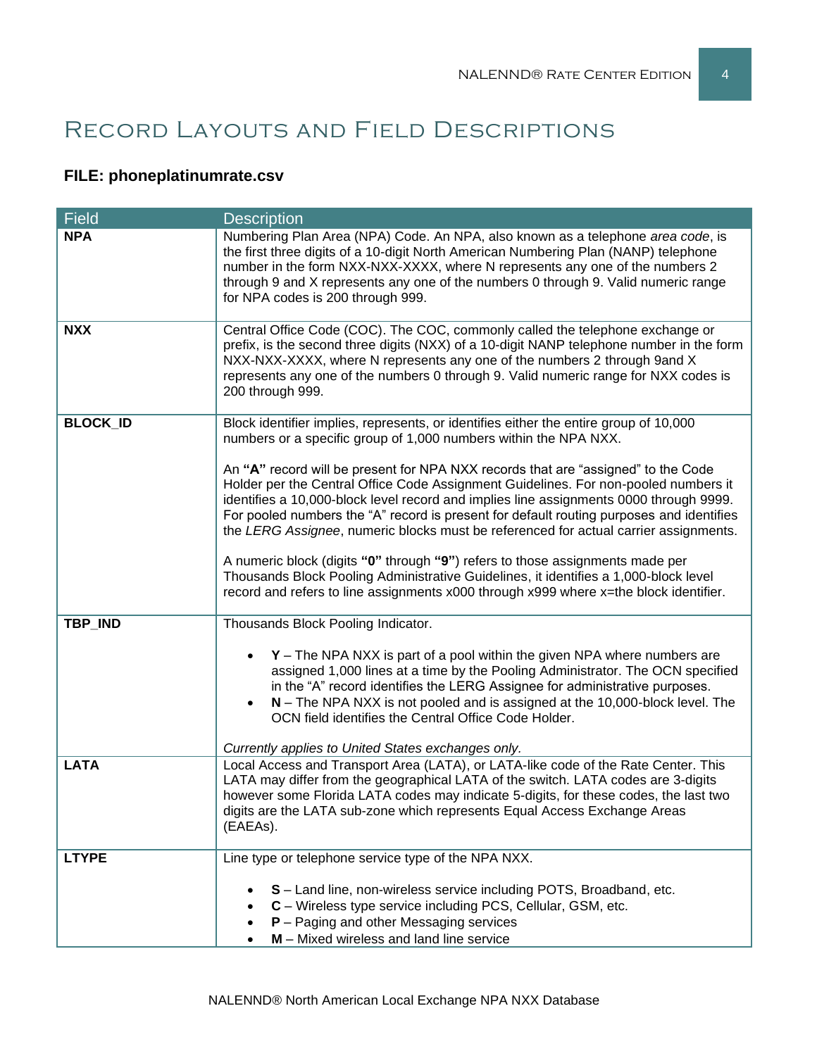# Record Layouts and Field Descriptions

### FILE: phoneplatinumrate.csv

| Field | Description |
|---|---|
| **NPA** | Numbering Plan Area (NPA) Code. An NPA, also known as a telephone *area code*, is the first three digits of a 10-digit North American Numbering Plan (NANP) telephone number in the form NXX-NXX-XXXX, where N represents any one of the numbers 2 through 9 and X represents any one of the numbers 0 through 9. Valid numeric range for NPA codes is 200 through 999. |
| **NXX** | Central Office Code (COC). The COC, commonly called the telephone exchange or prefix, is the second three digits (NXX) of a 10-digit NANP telephone number in the form NXX-NXX-XXXX, where N represents any one of the numbers 2 through 9and X represents any one of the numbers 0 through 9. Valid numeric range for NXX codes is 200 through 999. |
| **BLOCK_ID** | Block identifier implies, represents, or identifies either the entire group of 10,000 numbers or a specific group of 1,000 numbers within the NPA NXX.<br><br>An **"A"** record will be present for NPA NXX records that are "assigned" to the Code Holder per the Central Office Code Assignment Guidelines. For non-pooled numbers it identifies a 10,000-block level record and implies line assignments 0000 through 9999. For pooled numbers the "A" record is present for default routing purposes and identifies the *LERG Assignee*, numeric blocks must be referenced for actual carrier assignments.<br><br>A numeric block (digits **"0"** through **"9"**) refers to those assignments made per Thousands Block Pooling Administrative Guidelines, it identifies a 1,000-block level record and refers to line assignments x000 through x999 where x=the block identifier. |
| **TBP_IND** | Thousands Block Pooling Indicator.<br><br>• **Y** – The NPA NXX is part of a pool within the given NPA where numbers are assigned 1,000 lines at a time by the Pooling Administrator. The OCN specified in the "A" record identifies the LERG Assignee for administrative purposes.<br>• **N** – The NPA NXX is not pooled and is assigned at the 10,000-block level. The OCN field identifies the Central Office Code Holder.<br><br>*Currently applies to United States exchanges only.* |
| **LATA** | Local Access and Transport Area (LATA), or LATA-like code of the Rate Center. This LATA may differ from the geographical LATA of the switch. LATA codes are 3-digits however some Florida LATA codes may indicate 5-digits, for these codes, the last two digits are the LATA sub-zone which represents Equal Access Exchange Areas (EAEAs). |
| **LTYPE** | Line type or telephone service type of the NPA NXX.<br><br>• **S** – Land line, non-wireless service including POTS, Broadband, etc.<br>• **C** – Wireless type service including PCS, Cellular, GSM, etc.<br>• **P** – Paging and other Messaging services<br>• **M** – Mixed wireless and land line service |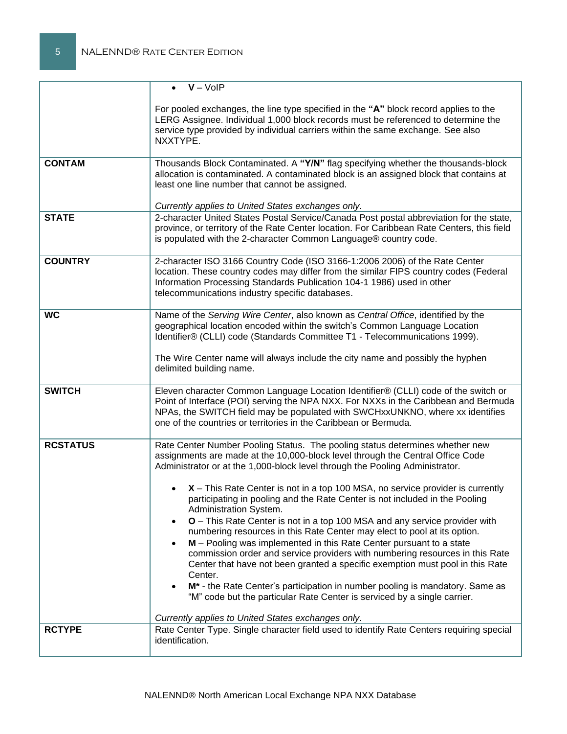| | |
|---|---|
| | • **V** – VoIP<br><br>For pooled exchanges, the line type specified in the **"A"** block record applies to the LERG Assignee. Individual 1,000 block records must be referenced to determine the service type provided by individual carriers within the same exchange. See also NXXTYPE. |
| **CONTAM** | Thousands Block Contaminated. A **"Y/N"** flag specifying whether the thousands-block allocation is contaminated. A contaminated block is an assigned block that contains at least one line number that cannot be assigned.<br><br>*Currently applies to United States exchanges only.* |
| **STATE** | 2-character United States Postal Service/Canada Post postal abbreviation for the state, province, or territory of the Rate Center location. For Caribbean Rate Centers, this field is populated with the 2-character Common Language® country code. |
| **COUNTRY** | 2-character ISO 3166 Country Code (ISO 3166-1:2006 2006) of the Rate Center location. These country codes may differ from the similar FIPS country codes (Federal Information Processing Standards Publication 104-1 1986) used in other telecommunications industry specific databases. |
| **WC** | Name of the *Serving Wire Center*, also known as *Central Office*, identified by the geographical location encoded within the switch's Common Language Location Identifier® (CLLI) code (Standards Committee T1 - Telecommunications 1999).<br><br>The Wire Center name will always include the city name and possibly the hyphen delimited building name. |
| **SWITCH** | Eleven character Common Language Location Identifier® (CLLI) code of the switch or Point of Interface (POI) serving the NPA NXX. For NXXs in the Caribbean and Bermuda NPAs, the SWITCH field may be populated with SWCHxxUNKNO, where xx identifies one of the countries or territories in the Caribbean or Bermuda. |
| **RCSTATUS** | Rate Center Number Pooling Status. The pooling status determines whether new assignments are made at the 10,000-block level through the Central Office Code Administrator or at the 1,000-block level through the Pooling Administrator.<br><br>• **X** – This Rate Center is not in a top 100 MSA, no service provider is currently participating in pooling and the Rate Center is not included in the Pooling Administration System.<br>• **O** – This Rate Center is not in a top 100 MSA and any service provider with numbering resources in this Rate Center may elect to pool at its option.<br>• **M** – Pooling was implemented in this Rate Center pursuant to a state commission order and service providers with numbering resources in this Rate Center that have not been granted a specific exemption must pool in this Rate Center.<br>• **M*** - the Rate Center's participation in number pooling is mandatory. Same as "M" code but the particular Rate Center is serviced by a single carrier.<br><br>*Currently applies to United States exchanges only.* |
| **RCTYPE** | Rate Center Type. Single character field used to identify Rate Centers requiring special identification. |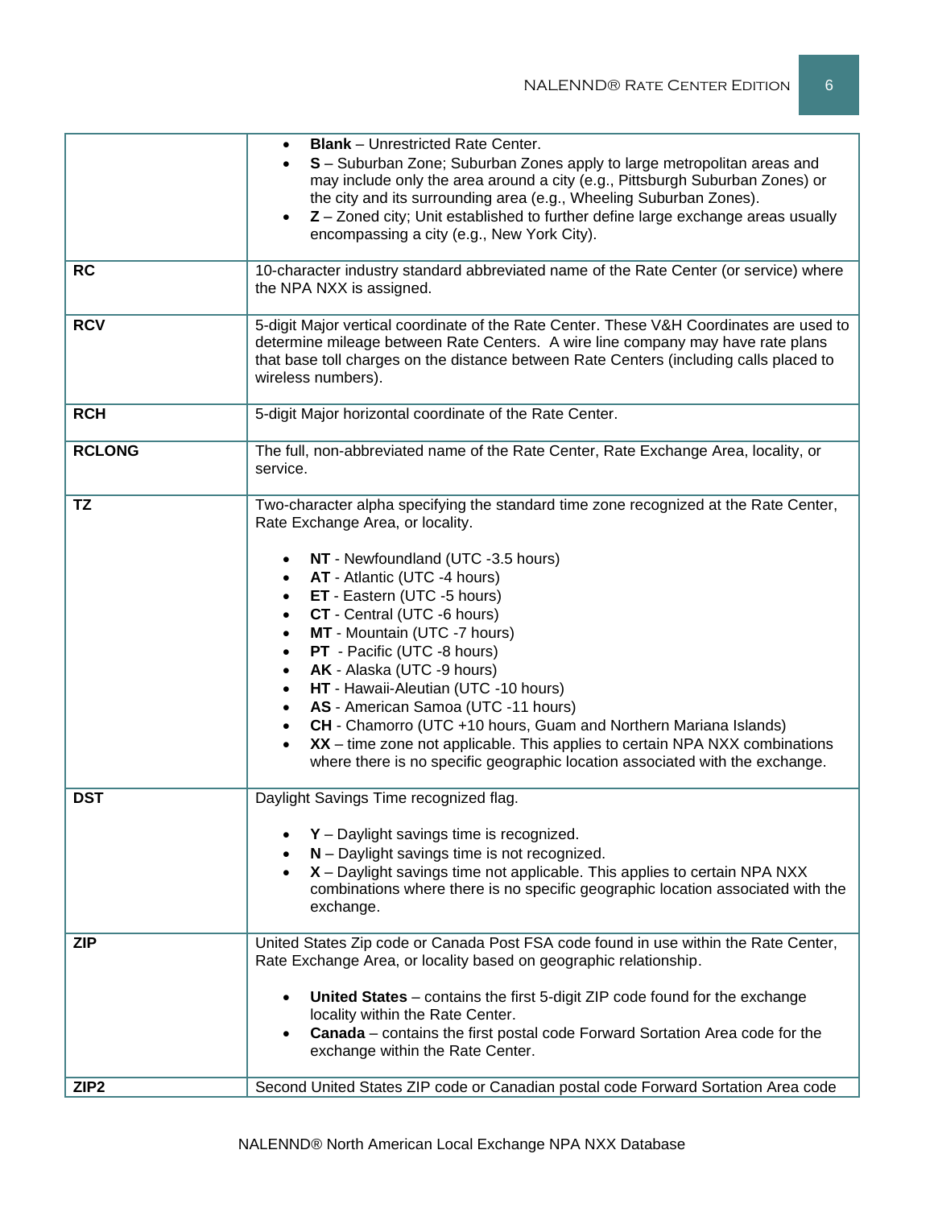| | |
|---|---|
| | • **Blank** – Unrestricted Rate Center.<br>• **S** – Suburban Zone; Suburban Zones apply to large metropolitan areas and may include only the area around a city (e.g., Pittsburgh Suburban Zones) or the city and its surrounding area (e.g., Wheeling Suburban Zones).<br>• **Z** – Zoned city; Unit established to further define large exchange areas usually encompassing a city (e.g., New York City). |
| **RC** | 10-character industry standard abbreviated name of the Rate Center (or service) where the NPA NXX is assigned. |
| **RCV** | 5-digit Major vertical coordinate of the Rate Center. These V&H Coordinates are used to determine mileage between Rate Centers. A wire line company may have rate plans that base toll charges on the distance between Rate Centers (including calls placed to wireless numbers). |
| **RCH** | 5-digit Major horizontal coordinate of the Rate Center. |
| **RCLONG** | The full, non-abbreviated name of the Rate Center, Rate Exchange Area, locality, or service. |
| **TZ** | Two-character alpha specifying the standard time zone recognized at the Rate Center, Rate Exchange Area, or locality.<br><br>• **NT** - Newfoundland (UTC -3.5 hours)<br>• **AT** - Atlantic (UTC -4 hours)<br>• **ET** - Eastern (UTC -5 hours)<br>• **CT** - Central (UTC -6 hours)<br>• **MT** - Mountain (UTC -7 hours)<br>• **PT** - Pacific (UTC -8 hours)<br>• **AK** - Alaska (UTC -9 hours)<br>• **HT** - Hawaii-Aleutian (UTC -10 hours)<br>• **AS** - American Samoa (UTC -11 hours)<br>• **CH** - Chamorro (UTC +10 hours, Guam and Northern Mariana Islands)<br>• **XX** – time zone not applicable. This applies to certain NPA NXX combinations where there is no specific geographic location associated with the exchange. |
| **DST** | Daylight Savings Time recognized flag.<br><br>• **Y** – Daylight savings time is recognized.<br>• **N** – Daylight savings time is not recognized.<br>• **X** – Daylight savings time not applicable. This applies to certain NPA NXX combinations where there is no specific geographic location associated with the exchange. |
| **ZIP** | United States Zip code or Canada Post FSA code found in use within the Rate Center, Rate Exchange Area, or locality based on geographic relationship.<br><br>• **United States** – contains the first 5-digit ZIP code found for the exchange locality within the Rate Center.<br>• **Canada** – contains the first postal code Forward Sortation Area code for the exchange within the Rate Center. |
| **ZIP2** | Second United States ZIP code or Canadian postal code Forward Sortation Area code |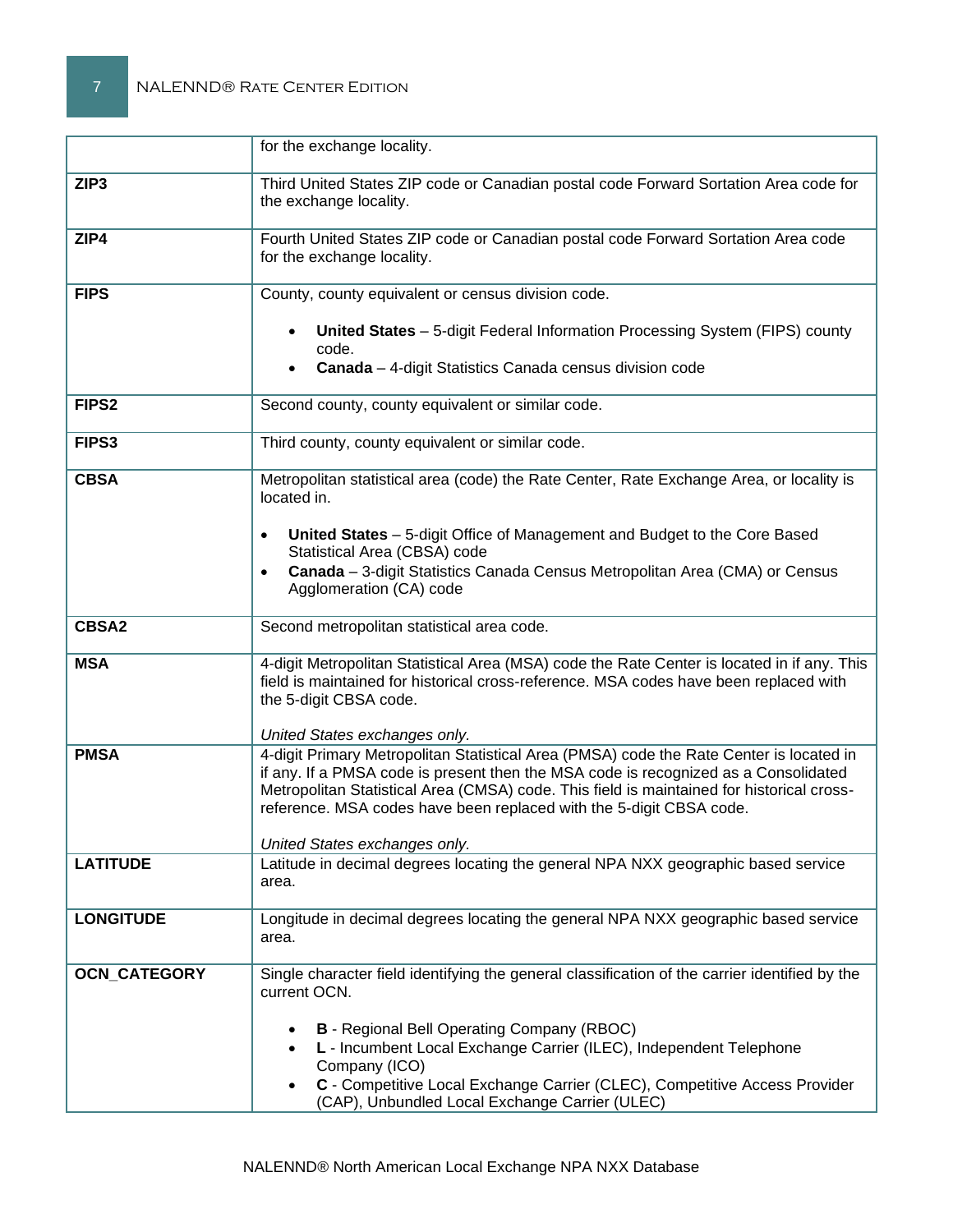| | |
|---|---|
| | for the exchange locality. |
| **ZIP3** | Third United States ZIP code or Canadian postal code Forward Sortation Area code for the exchange locality. |
| **ZIP4** | Fourth United States ZIP code or Canadian postal code Forward Sortation Area code for the exchange locality. |
| **FIPS** | County, county equivalent or census division code.<br><br>• **United States** – 5-digit Federal Information Processing System (FIPS) county code.<br>• **Canada** – 4-digit Statistics Canada census division code |
| **FIPS2** | Second county, county equivalent or similar code. |
| **FIPS3** | Third county, county equivalent or similar code. |
| **CBSA** | Metropolitan statistical area (code) the Rate Center, Rate Exchange Area, or locality is located in.<br><br>• **United States** – 5-digit Office of Management and Budget to the Core Based Statistical Area (CBSA) code<br>• **Canada** – 3-digit Statistics Canada Census Metropolitan Area (CMA) or Census Agglomeration (CA) code |
| **CBSA2** | Second metropolitan statistical area code. |
| **MSA** | 4-digit Metropolitan Statistical Area (MSA) code the Rate Center is located in if any. This field is maintained for historical cross-reference. MSA codes have been replaced with the 5-digit CBSA code.<br><br>*United States exchanges only.* |
| **PMSA** | 4-digit Primary Metropolitan Statistical Area (PMSA) code the Rate Center is located in if any. If a PMSA code is present then the MSA code is recognized as a Consolidated Metropolitan Statistical Area (CMSA) code. This field is maintained for historical cross-reference. MSA codes have been replaced with the 5-digit CBSA code.<br><br>*United States exchanges only.* |
| **LATITUDE** | Latitude in decimal degrees locating the general NPA NXX geographic based service area. |
| **LONGITUDE** | Longitude in decimal degrees locating the general NPA NXX geographic based service area. |
| **OCN_CATEGORY** | Single character field identifying the general classification of the carrier identified by the current OCN.<br><br>• **B** - Regional Bell Operating Company (RBOC)<br>• **L** - Incumbent Local Exchange Carrier (ILEC), Independent Telephone Company (ICO)<br>• **C** - Competitive Local Exchange Carrier (CLEC), Competitive Access Provider (CAP), Unbundled Local Exchange Carrier (ULEC) |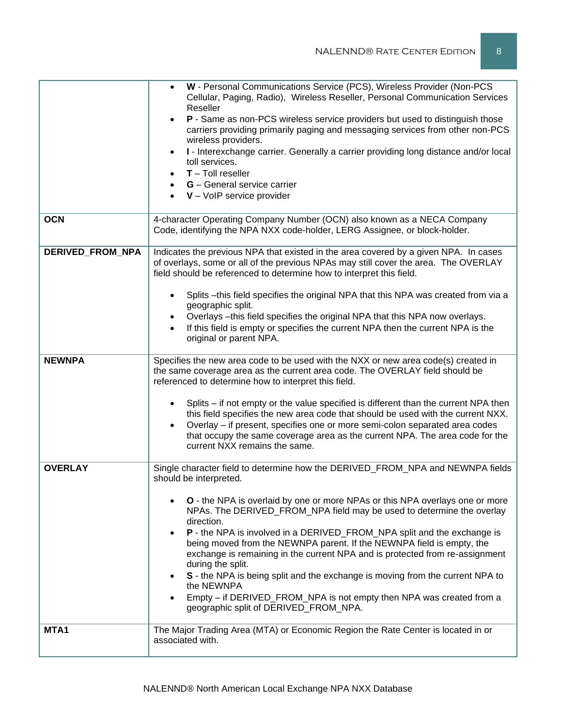| | |
|---|---|
| | • **W** - Personal Communications Service (PCS), Wireless Provider (Non-PCS Cellular, Paging, Radio), Wireless Reseller, Personal Communication Services Reseller<br>• **P** - Same as non-PCS wireless service providers but used to distinguish those carriers providing primarily paging and messaging services from other non-PCS wireless providers.<br>• **I** - Interexchange carrier. Generally a carrier providing long distance and/or local toll services.<br>• **T** – Toll reseller<br>• **G** – General service carrier<br>• **V** – VoIP service provider |
| **OCN** | 4-character Operating Company Number (OCN) also known as a NECA Company Code, identifying the NPA NXX code-holder, LERG Assignee, or block-holder. |
| **DERIVED_FROM_NPA** | Indicates the previous NPA that existed in the area covered by a given NPA. In cases of overlays, some or all of the previous NPAs may still cover the area. The OVERLAY field should be referenced to determine how to interpret this field.<br><br>• Splits –this field specifies the original NPA that this NPA was created from via a geographic split.<br>• Overlays –this field specifies the original NPA that this NPA now overlays.<br>• If this field is empty or specifies the current NPA then the current NPA is the original or parent NPA. |
| **NEWNPA** | Specifies the new area code to be used with the NXX or new area code(s) created in the same coverage area as the current area code. The OVERLAY field should be referenced to determine how to interpret this field.<br><br>• Splits – if not empty or the value specified is different than the current NPA then this field specifies the new area code that should be used with the current NXX.<br>• Overlay – if present, specifies one or more semi-colon separated area codes that occupy the same coverage area as the current NPA. The area code for the current NXX remains the same. |
| **OVERLAY** | Single character field to determine how the DERIVED_FROM_NPA and NEWNPA fields should be interpreted.<br><br>• **O** - the NPA is overlaid by one or more NPAs or this NPA overlays one or more NPAs. The DERIVED_FROM_NPA field may be used to determine the overlay direction.<br>• **P** - the NPA is involved in a DERIVED_FROM_NPA split and the exchange is being moved from the NEWNPA parent. If the NEWNPA field is empty, the exchange is remaining in the current NPA and is protected from re-assignment during the split.<br>• **S** - the NPA is being split and the exchange is moving from the current NPA to the NEWNPA<br>• Empty – if DERIVED_FROM_NPA is not empty then NPA was created from a geographic split of DERIVED_FROM_NPA. |
| **MTA1** | The Major Trading Area (MTA) or Economic Region the Rate Center is located in or associated with. |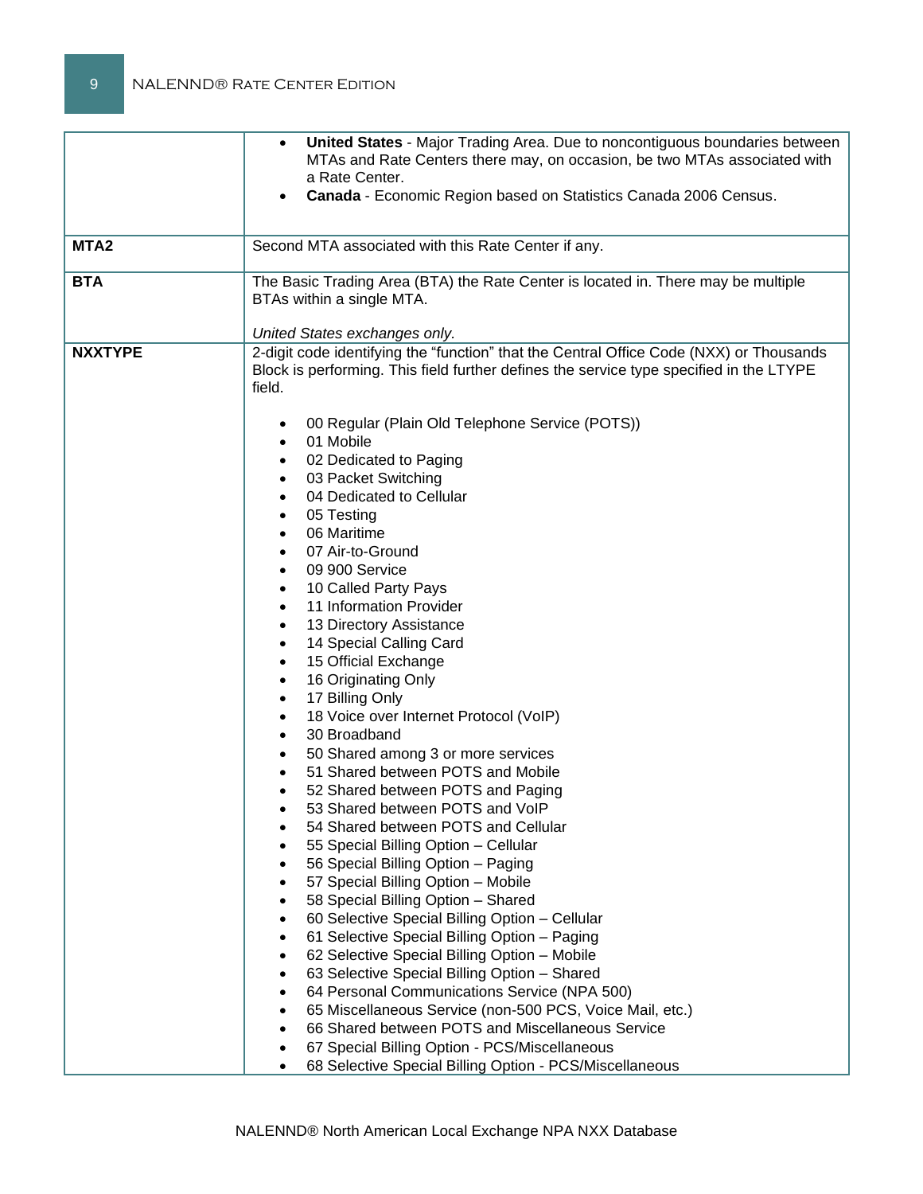| | |
|---|---|
| | • **United States** - Major Trading Area. Due to noncontiguous boundaries between MTAs and Rate Centers there may, on occasion, be two MTAs associated with a Rate Center.<br>• **Canada** - Economic Region based on Statistics Canada 2006 Census. |
| **MTA2** | Second MTA associated with this Rate Center if any. |
| **BTA** | The Basic Trading Area (BTA) the Rate Center is located in. There may be multiple BTAs within a single MTA.<br><br>*United States exchanges only.* |
| **NXXTYPE** | 2-digit code identifying the "function" that the Central Office Code (NXX) or Thousands Block is performing. This field further defines the service type specified in the LTYPE field.<br><br>• 00 Regular (Plain Old Telephone Service (POTS))<br>• 01 Mobile<br>• 02 Dedicated to Paging<br>• 03 Packet Switching<br>• 04 Dedicated to Cellular<br>• 05 Testing<br>• 06 Maritime<br>• 07 Air-to-Ground<br>• 09 900 Service<br>• 10 Called Party Pays<br>• 11 Information Provider<br>• 13 Directory Assistance<br>• 14 Special Calling Card<br>• 15 Official Exchange<br>• 16 Originating Only<br>• 17 Billing Only<br>• 18 Voice over Internet Protocol (VoIP)<br>• 30 Broadband<br>• 50 Shared among 3 or more services<br>• 51 Shared between POTS and Mobile<br>• 52 Shared between POTS and Paging<br>• 53 Shared between POTS and VoIP<br>• 54 Shared between POTS and Cellular<br>• 55 Special Billing Option – Cellular<br>• 56 Special Billing Option – Paging<br>• 57 Special Billing Option – Mobile<br>• 58 Special Billing Option – Shared<br>• 60 Selective Special Billing Option – Cellular<br>• 61 Selective Special Billing Option – Paging<br>• 62 Selective Special Billing Option – Mobile<br>• 63 Selective Special Billing Option – Shared<br>• 64 Personal Communications Service (NPA 500)<br>• 65 Miscellaneous Service (non-500 PCS, Voice Mail, etc.)<br>• 66 Shared between POTS and Miscellaneous Service<br>• 67 Special Billing Option - PCS/Miscellaneous<br>• 68 Selective Special Billing Option - PCS/Miscellaneous |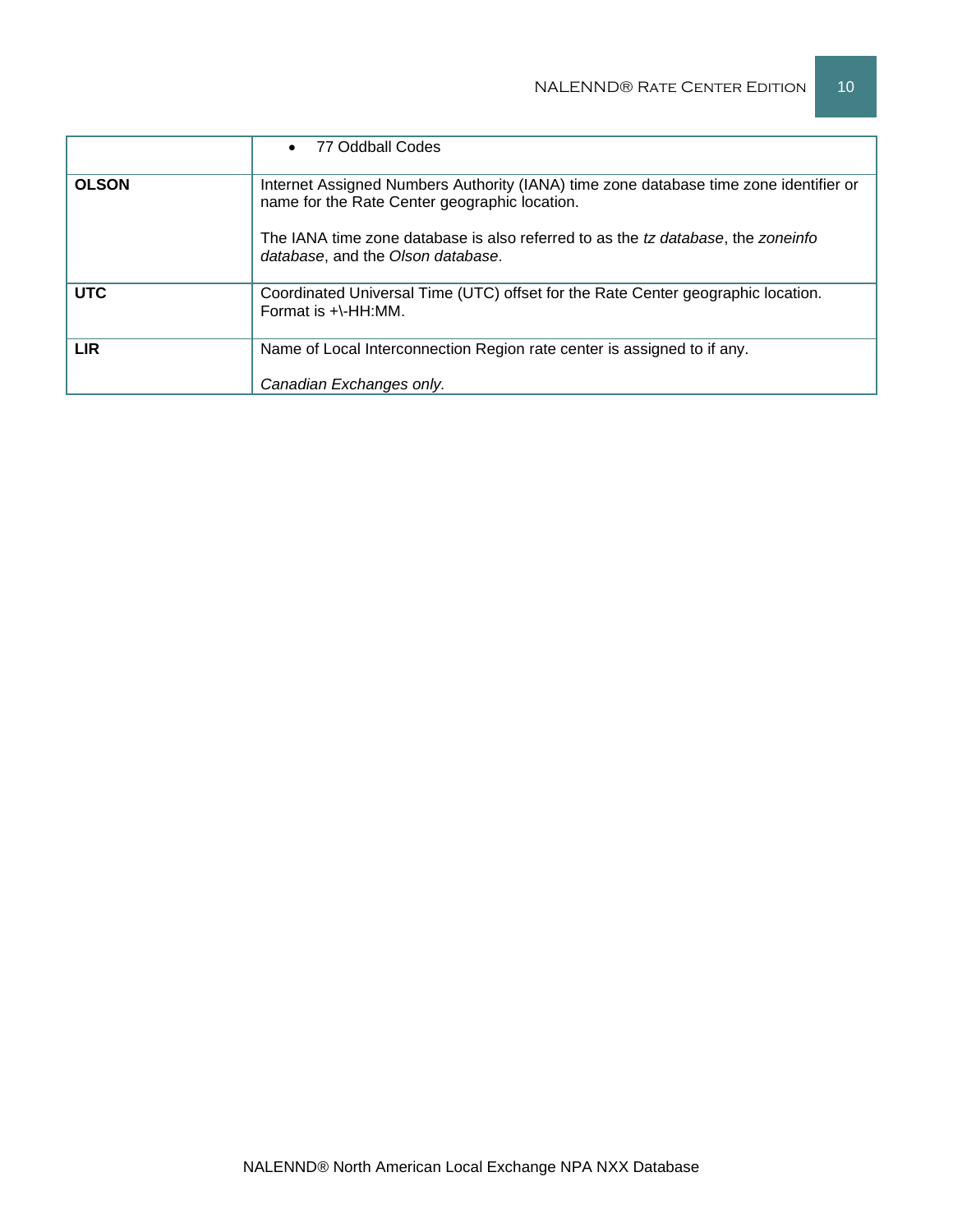| | |
|---|---|
| | • 77 Oddball Codes |
| **OLSON** | Internet Assigned Numbers Authority (IANA) time zone database time zone identifier or name for the Rate Center geographic location.<br><br>The IANA time zone database is also referred to as the *tz database*, the *zoneinfo database*, and the *Olson database*. |
| **UTC** | Coordinated Universal Time (UTC) offset for the Rate Center geographic location. Format is +\-HH:MM. |
| **LIR** | Name of Local Interconnection Region rate center is assigned to if any.<br><br>*Canadian Exchanges only.* |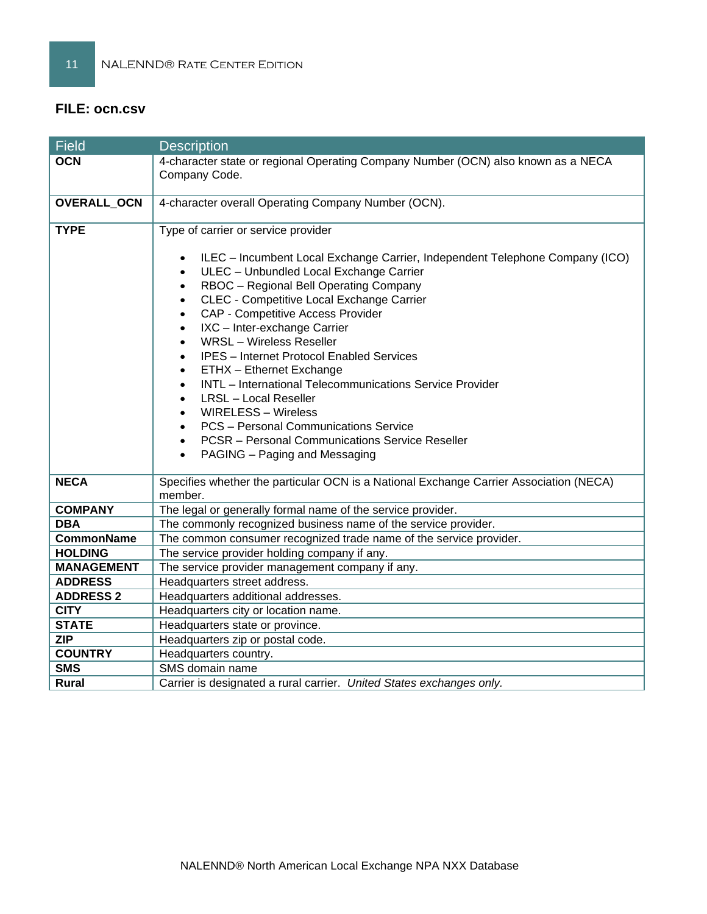**FILE: ocn.csv**

| Field | Description |
|---|---|
| **OCN** | 4-character state or regional Operating Company Number (OCN) also known as a NECA Company Code. |
| **OVERALL_OCN** | 4-character overall Operating Company Number (OCN). |
| **TYPE** | Type of carrier or service provider<br><br>• ILEC – Incumbent Local Exchange Carrier, Independent Telephone Company (ICO)<br>• ULEC – Unbundled Local Exchange Carrier<br>• RBOC – Regional Bell Operating Company<br>• CLEC - Competitive Local Exchange Carrier<br>• CAP - Competitive Access Provider<br>• IXC – Inter-exchange Carrier<br>• WRSL – Wireless Reseller<br>• IPES – Internet Protocol Enabled Services<br>• ETHX – Ethernet Exchange<br>• INTL – International Telecommunications Service Provider<br>• LRSL – Local Reseller<br>• WIRELESS – Wireless<br>• PCS – Personal Communications Service<br>• PCSR – Personal Communications Service Reseller<br>• PAGING – Paging and Messaging |
| **NECA** | Specifies whether the particular OCN is a National Exchange Carrier Association (NECA) member. |
| **COMPANY** | The legal or generally formal name of the service provider. |
| **DBA** | The commonly recognized business name of the service provider. |
| **CommonName** | The common consumer recognized trade name of the service provider. |
| **HOLDING** | The service provider holding company if any. |
| **MANAGEMENT** | The service provider management company if any. |
| **ADDRESS** | Headquarters street address. |
| **ADDRESS 2** | Headquarters additional addresses. |
| **CITY** | Headquarters city or location name. |
| **STATE** | Headquarters state or province. |
| **ZIP** | Headquarters zip or postal code. |
| **COUNTRY** | Headquarters country. |
| **SMS** | SMS domain name |
| **Rural** | Carrier is designated a rural carrier. *United States exchanges only.* |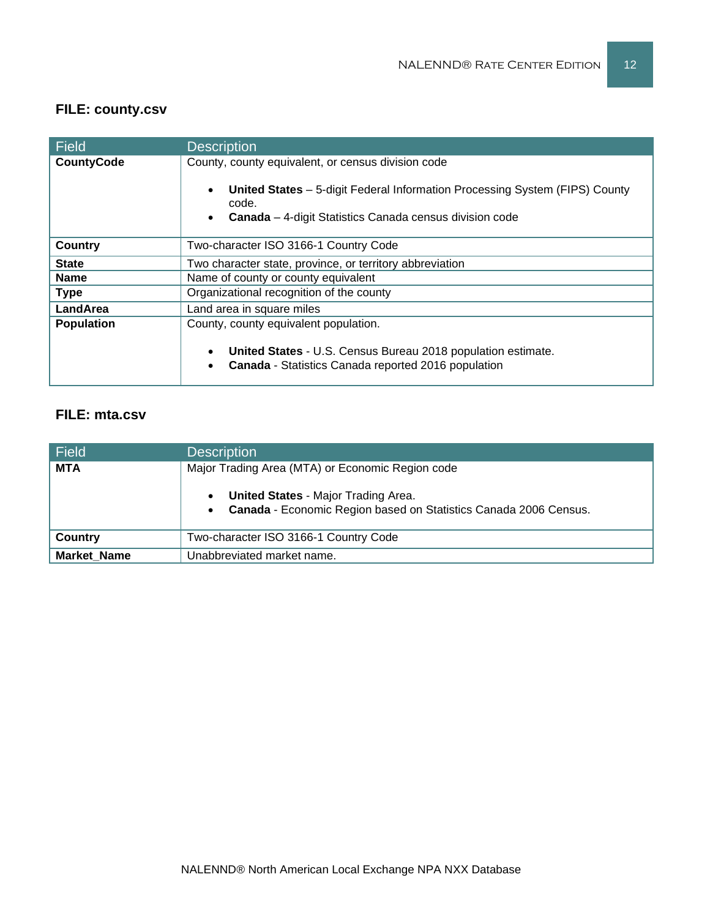### FILE: county.csv

| Field | Description |
| --- | --- |
| **CountyCode** | County, county equivalent, or census division code<br><br>• **United States** – 5-digit Federal Information Processing System (FIPS) County code.<br>• **Canada** – 4-digit Statistics Canada census division code |
| **Country** | Two-character ISO 3166-1 Country Code |
| **State** | Two character state, province, or territory abbreviation |
| **Name** | Name of county or county equivalent |
| **Type** | Organizational recognition of the county |
| **LandArea** | Land area in square miles |
| **Population** | County, county equivalent population.<br><br>• **United States** - U.S. Census Bureau 2018 population estimate.<br>• **Canada** - Statistics Canada reported 2016 population |

### FILE: mta.csv

| Field | Description |
| --- | --- |
| **MTA** | Major Trading Area (MTA) or Economic Region code<br><br>• **United States** - Major Trading Area.<br>• **Canada** - Economic Region based on Statistics Canada 2006 Census. |
| **Country** | Two-character ISO 3166-1 Country Code |
| **Market_Name** | Unabbreviated market name. |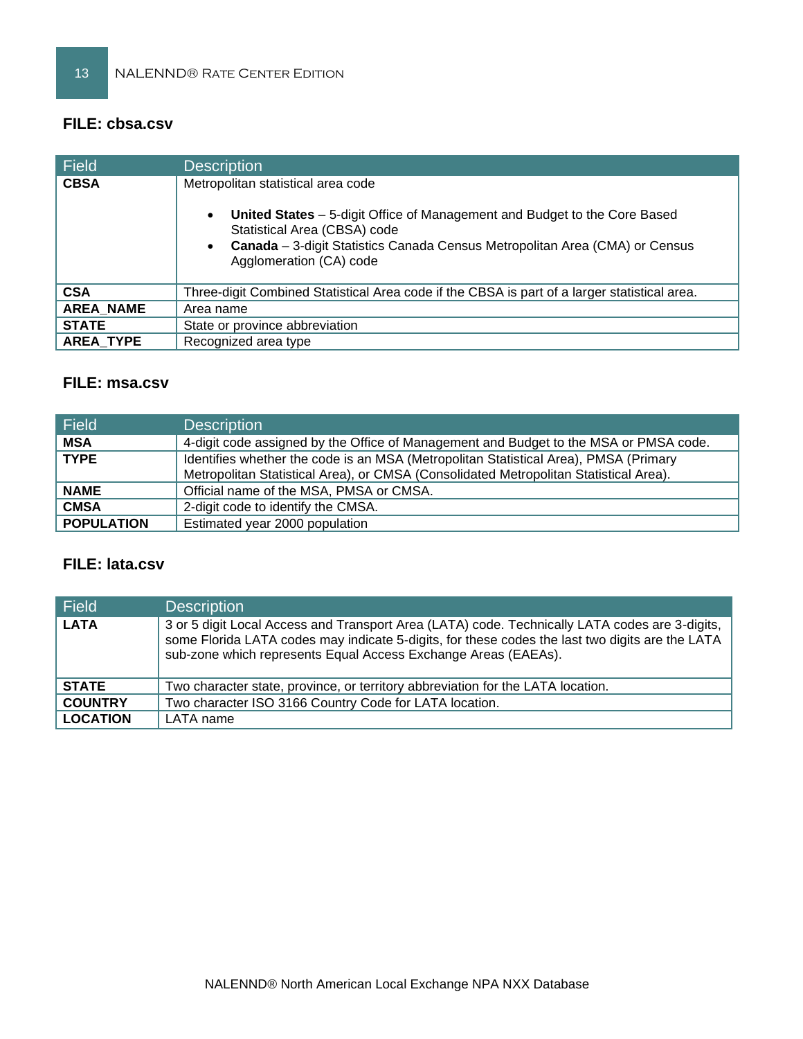### FILE: cbsa.csv

| Field | Description |
|---|---|
| **CBSA** | Metropolitan statistical area code<br><br>• **United States** – 5-digit Office of Management and Budget to the Core Based Statistical Area (CBSA) code<br>• **Canada** – 3-digit Statistics Canada Census Metropolitan Area (CMA) or Census Agglomeration (CA) code |
| **CSA** | Three-digit Combined Statistical Area code if the CBSA is part of a larger statistical area. |
| **AREA_NAME** | Area name |
| **STATE** | State or province abbreviation |
| **AREA_TYPE** | Recognized area type |

### FILE: msa.csv

| Field | Description |
|---|---|
| **MSA** | 4-digit code assigned by the Office of Management and Budget to the MSA or PMSA code. |
| **TYPE** | Identifies whether the code is an MSA (Metropolitan Statistical Area), PMSA (Primary Metropolitan Statistical Area), or CMSA (Consolidated Metropolitan Statistical Area). |
| **NAME** | Official name of the MSA, PMSA or CMSA. |
| **CMSA** | 2-digit code to identify the CMSA. |
| **POPULATION** | Estimated year 2000 population |

### FILE: lata.csv

| Field | Description |
|---|---|
| **LATA** | 3 or 5 digit Local Access and Transport Area (LATA) code. Technically LATA codes are 3-digits, some Florida LATA codes may indicate 5-digits, for these codes the last two digits are the LATA sub-zone which represents Equal Access Exchange Areas (EAEAs). |
| **STATE** | Two character state, province, or territory abbreviation for the LATA location. |
| **COUNTRY** | Two character ISO 3166 Country Code for LATA location. |
| **LOCATION** | LATA name |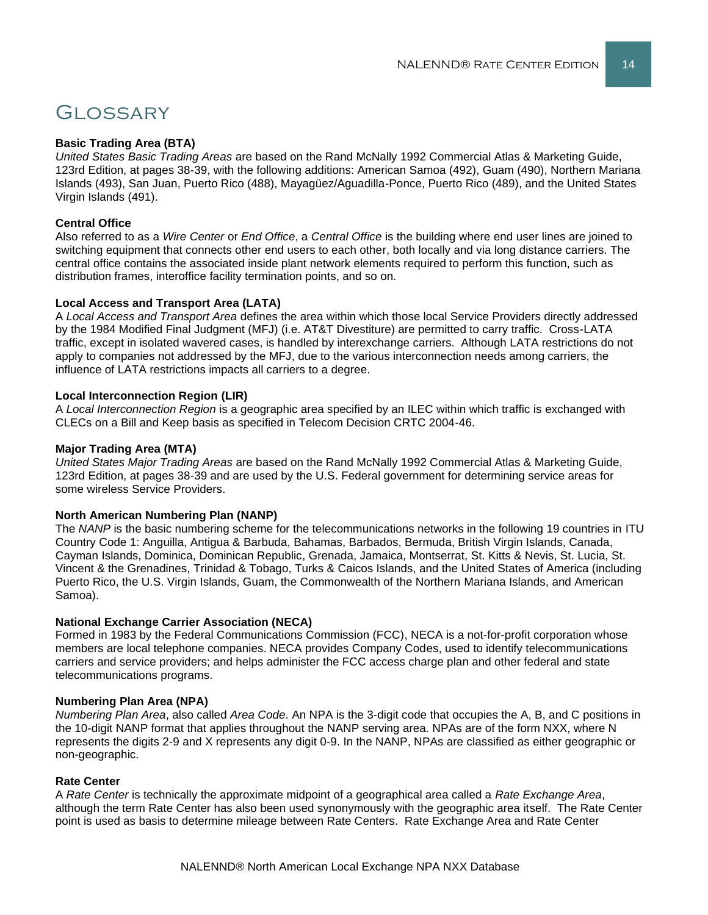# Glossary

**Basic Trading Area (BTA)**
*United States Basic Trading Areas* are based on the Rand McNally 1992 Commercial Atlas & Marketing Guide, 123rd Edition, at pages 38-39, with the following additions: American Samoa (492), Guam (490), Northern Mariana Islands (493), San Juan, Puerto Rico (488), Mayagüez/Aguadilla-Ponce, Puerto Rico (489), and the United States Virgin Islands (491).

**Central Office**
Also referred to as a *Wire Center* or *End Office*, a *Central Office* is the building where end user lines are joined to switching equipment that connects other end users to each other, both locally and via long distance carriers. The central office contains the associated inside plant network elements required to perform this function, such as distribution frames, interoffice facility termination points, and so on.

**Local Access and Transport Area (LATA)**
A *Local Access and Transport Area* defines the area within which those local Service Providers directly addressed by the 1984 Modified Final Judgment (MFJ) (i.e. AT&T Divestiture) are permitted to carry traffic. Cross-LATA traffic, except in isolated wavered cases, is handled by interexchange carriers. Although LATA restrictions do not apply to companies not addressed by the MFJ, due to the various interconnection needs among carriers, the influence of LATA restrictions impacts all carriers to a degree.

**Local Interconnection Region (LIR)**
A *Local Interconnection Region* is a geographic area specified by an ILEC within which traffic is exchanged with CLECs on a Bill and Keep basis as specified in Telecom Decision CRTC 2004-46.

**Major Trading Area (MTA)**
*United States Major Trading Areas* are based on the Rand McNally 1992 Commercial Atlas & Marketing Guide, 123rd Edition, at pages 38-39 and are used by the U.S. Federal government for determining service areas for some wireless Service Providers.

**North American Numbering Plan (NANP)**
The *NANP* is the basic numbering scheme for the telecommunications networks in the following 19 countries in ITU Country Code 1: Anguilla, Antigua & Barbuda, Bahamas, Barbados, Bermuda, British Virgin Islands, Canada, Cayman Islands, Dominica, Dominican Republic, Grenada, Jamaica, Montserrat, St. Kitts & Nevis, St. Lucia, St. Vincent & the Grenadines, Trinidad & Tobago, Turks & Caicos Islands, and the United States of America (including Puerto Rico, the U.S. Virgin Islands, Guam, the Commonwealth of the Northern Mariana Islands, and American Samoa).

**National Exchange Carrier Association (NECA)**
Formed in 1983 by the Federal Communications Commission (FCC), NECA is a not-for-profit corporation whose members are local telephone companies. NECA provides Company Codes, used to identify telecommunications carriers and service providers; and helps administer the FCC access charge plan and other federal and state telecommunications programs.

**Numbering Plan Area (NPA)**
*Numbering Plan Area*, also called *Area Code*. An NPA is the 3-digit code that occupies the A, B, and C positions in the 10-digit NANP format that applies throughout the NANP serving area. NPAs are of the form NXX, where N represents the digits 2-9 and X represents any digit 0-9. In the NANP, NPAs are classified as either geographic or non-geographic.

**Rate Center**
A *Rate Center* is technically the approximate midpoint of a geographical area called a *Rate Exchange Area*, although the term Rate Center has also been used synonymously with the geographic area itself. The Rate Center point is used as basis to determine mileage between Rate Centers. Rate Exchange Area and Rate Center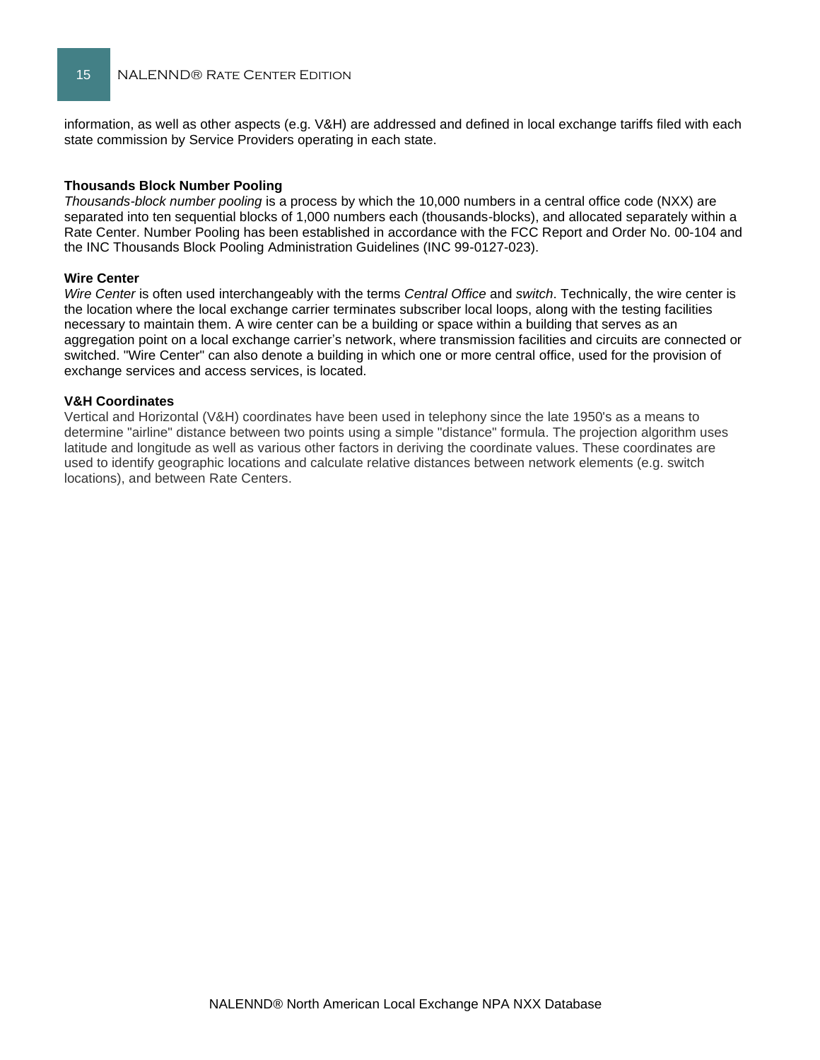information, as well as other aspects (e.g. V&H) are addressed and defined in local exchange tariffs filed with each state commission by Service Providers operating in each state.

**Thousands Block Number Pooling**

*Thousands-block number pooling* is a process by which the 10,000 numbers in a central office code (NXX) are separated into ten sequential blocks of 1,000 numbers each (thousands-blocks), and allocated separately within a Rate Center. Number Pooling has been established in accordance with the FCC Report and Order No. 00-104 and the INC Thousands Block Pooling Administration Guidelines (INC 99-0127-023).

**Wire Center**

*Wire Center* is often used interchangeably with the terms *Central Office* and *switch*. Technically, the wire center is the location where the local exchange carrier terminates subscriber local loops, along with the testing facilities necessary to maintain them. A wire center can be a building or space within a building that serves as an aggregation point on a local exchange carrier's network, where transmission facilities and circuits are connected or switched. "Wire Center" can also denote a building in which one or more central office, used for the provision of exchange services and access services, is located.

**V&H Coordinates**

Vertical and Horizontal (V&H) coordinates have been used in telephony since the late 1950's as a means to determine "airline" distance between two points using a simple "distance" formula. The projection algorithm uses latitude and longitude as well as various other factors in deriving the coordinate values. These coordinates are used to identify geographic locations and calculate relative distances between network elements (e.g. switch locations), and between Rate Centers.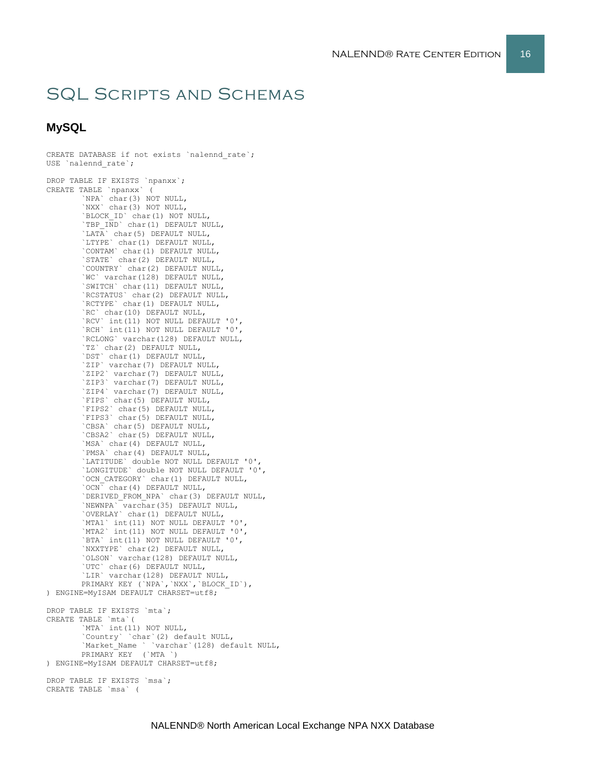# SQL Scripts and Schemas

## MySQL

```
CREATE DATABASE if not exists `nalennd_rate`;
USE `nalennd_rate`;

DROP TABLE IF EXISTS `npanxx`;
CREATE TABLE `npanxx` (
        `NPA` char(3) NOT NULL,
        `NXX` char(3) NOT NULL,
        `BLOCK_ID` char(1) NOT NULL,
        `TBP_IND` char(1) DEFAULT NULL,
        `LATA` char(5) DEFAULT NULL,
        `LTYPE` char(1) DEFAULT NULL,
        `CONTAM` char(1) DEFAULT NULL,
        `STATE` char(2) DEFAULT NULL,
        `COUNTRY` char(2) DEFAULT NULL,
        `WC` varchar(128) DEFAULT NULL,
        `SWITCH` char(11) DEFAULT NULL,
        `RCSTATUS` char(2) DEFAULT NULL,
        `RCTYPE` char(1) DEFAULT NULL,
        `RC` char(10) DEFAULT NULL,
        `RCV` int(11) NOT NULL DEFAULT '0',
        `RCH` int(11) NOT NULL DEFAULT '0',
        `RCLONG` varchar(128) DEFAULT NULL,
        `TZ` char(2) DEFAULT NULL,
        `DST` char(1) DEFAULT NULL,
        `ZIP` varchar(7) DEFAULT NULL,
        `ZIP2` varchar(7) DEFAULT NULL,
        `ZIP3` varchar(7) DEFAULT NULL,
        `ZIP4` varchar(7) DEFAULT NULL,
        `FIPS` char(5) DEFAULT NULL,
        `FIPS2` char(5) DEFAULT NULL,
        `FIPS3` char(5) DEFAULT NULL,
        `CBSA` char(5) DEFAULT NULL,
        `CBSA2` char(5) DEFAULT NULL,
        `MSA` char(4) DEFAULT NULL,
        `PMSA` char(4) DEFAULT NULL,
        `LATITUDE` double NOT NULL DEFAULT '0',
        `LONGITUDE` double NOT NULL DEFAULT '0',
        `OCN_CATEGORY` char(1) DEFAULT NULL,
        `OCN` char(4) DEFAULT NULL,
        `DERIVED_FROM_NPA` char(3) DEFAULT NULL,
        `NEWNPA` varchar(35) DEFAULT NULL,
        `OVERLAY` char(1) DEFAULT NULL,
        `MTA1` int(11) NOT NULL DEFAULT '0',
        `MTA2` int(11) NOT NULL DEFAULT '0',
        `BTA` int(11) NOT NULL DEFAULT '0',
        `NXXTYPE` char(2) DEFAULT NULL,
        `OLSON` varchar(128) DEFAULT NULL,
        `UTC` char(6) DEFAULT NULL,
        `LIR` varchar(128) DEFAULT NULL,
        PRIMARY KEY (`NPA`,`NXX`,`BLOCK_ID`),
) ENGINE=MyISAM DEFAULT CHARSET=utf8;

DROP TABLE IF EXISTS `mta`;
CREATE TABLE `mta`(
        `MTA` int(11) NOT NULL,
        `Country` `char`(2) default NULL,
        `Market_Name ` `varchar`(128) default NULL,
        PRIMARY KEY  (`MTA `)
) ENGINE=MyISAM DEFAULT CHARSET=utf8;

DROP TABLE IF EXISTS `msa`;
CREATE TABLE `msa` (
```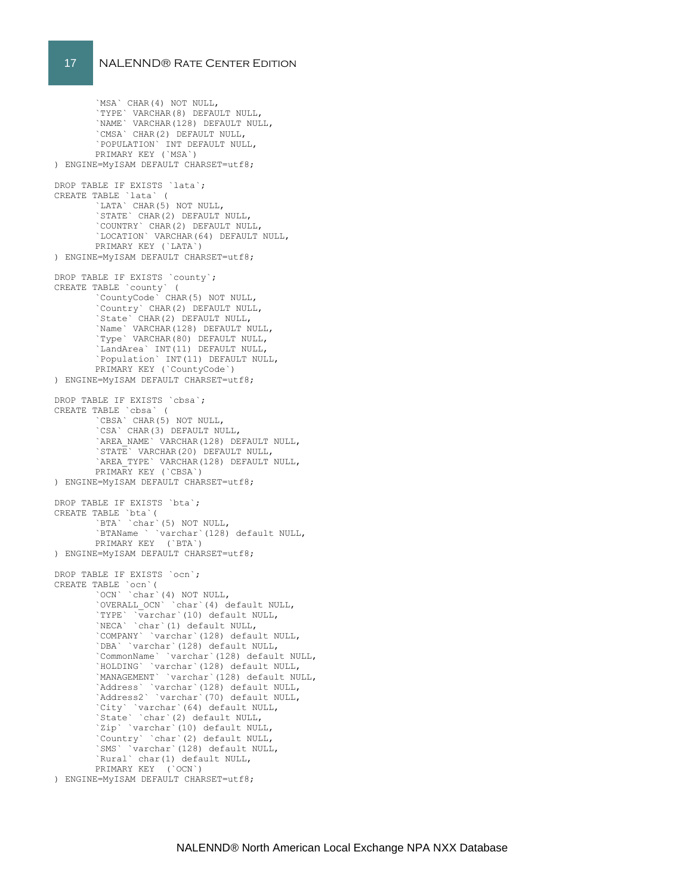```
        `MSA` CHAR(4) NOT NULL,
        `TYPE` VARCHAR(8) DEFAULT NULL,
        `NAME` VARCHAR(128) DEFAULT NULL,
        `CMSA` CHAR(2) DEFAULT NULL,
        `POPULATION` INT DEFAULT NULL,
        PRIMARY KEY (`MSA`)
) ENGINE=MyISAM DEFAULT CHARSET=utf8;

DROP TABLE IF EXISTS `lata`;
CREATE TABLE `lata` (
        `LATA` CHAR(5) NOT NULL,
        `STATE` CHAR(2) DEFAULT NULL,
        `COUNTRY` CHAR(2) DEFAULT NULL,
        `LOCATION` VARCHAR(64) DEFAULT NULL,
        PRIMARY KEY (`LATA`)
) ENGINE=MyISAM DEFAULT CHARSET=utf8;

DROP TABLE IF EXISTS `county`;
CREATE TABLE `county` (
        `CountyCode` CHAR(5) NOT NULL,
        `Country` CHAR(2) DEFAULT NULL,
        `State` CHAR(2) DEFAULT NULL,
        `Name` VARCHAR(128) DEFAULT NULL,
        `Type` VARCHAR(80) DEFAULT NULL,
        `LandArea` INT(11) DEFAULT NULL,
        `Population` INT(11) DEFAULT NULL,
        PRIMARY KEY (`CountyCode`)
) ENGINE=MyISAM DEFAULT CHARSET=utf8;

DROP TABLE IF EXISTS `cbsa`;
CREATE TABLE `cbsa` (
        `CBSA` CHAR(5) NOT NULL,
        `CSA` CHAR(3) DEFAULT NULL,
        `AREA_NAME` VARCHAR(128) DEFAULT NULL,
        `STATE` VARCHAR(20) DEFAULT NULL,
        `AREA_TYPE` VARCHAR(128) DEFAULT NULL,
        PRIMARY KEY (`CBSA`)
) ENGINE=MyISAM DEFAULT CHARSET=utf8;

DROP TABLE IF EXISTS `bta`;
CREATE TABLE `bta`(
        `BTA` `char`(5) NOT NULL,
        `BTAName ` `varchar`(128) default NULL,
        PRIMARY KEY  (`BTA`)
) ENGINE=MyISAM DEFAULT CHARSET=utf8;

DROP TABLE IF EXISTS `ocn`;
CREATE TABLE `ocn`(
        `OCN` `char`(4) NOT NULL,
        `OVERALL_OCN` `char`(4) default NULL,
        `TYPE` `varchar`(10) default NULL,
        `NECA` `char`(1) default NULL,
        `COMPANY` `varchar`(128) default NULL,
        `DBA` `varchar`(128) default NULL,
        `CommonName` `varchar`(128) default NULL,
        `HOLDING` `varchar`(128) default NULL,
        `MANAGEMENT` `varchar`(128) default NULL,
        `Address` `varchar`(128) default NULL,
        `Address2` `varchar`(70) default NULL,
        `City` `varchar`(64) default NULL,
        `State` `char`(2) default NULL,
        `Zip` `varchar`(10) default NULL,
        `Country` `char`(2) default NULL,
        `SMS` `varchar`(128) default NULL,
        `Rural` char(1) default NULL,
        PRIMARY KEY  (`OCN`)
) ENGINE=MyISAM DEFAULT CHARSET=utf8;
```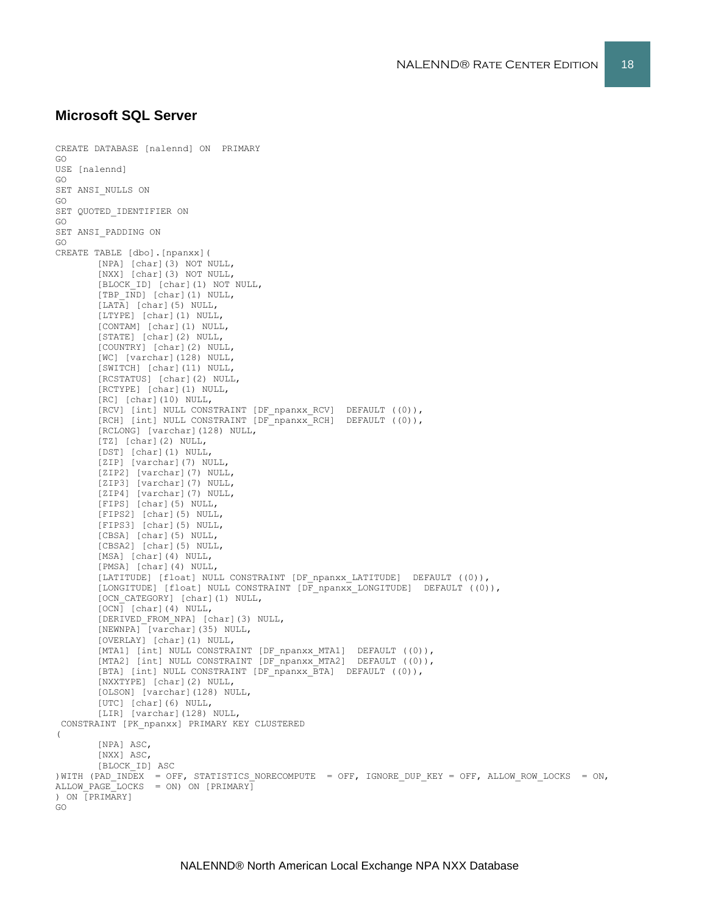## Microsoft SQL Server

```
CREATE DATABASE [nalennd] ON  PRIMARY
GO
USE [nalennd]
GO
SET ANSI_NULLS ON
GO
SET QUOTED_IDENTIFIER ON
GO
SET ANSI_PADDING ON
GO
CREATE TABLE [dbo].[npanxx](
	[NPA] [char](3) NOT NULL,
	[NXX] [char](3) NOT NULL,
	[BLOCK_ID] [char](1) NOT NULL,
	[TBP_IND] [char](1) NULL,
	[LATA] [char](5) NULL,
	[LTYPE] [char](1) NULL,
	[CONTAM] [char](1) NULL,
	[STATE] [char](2) NULL,
	[COUNTRY] [char](2) NULL,
	[WC] [varchar](128) NULL,
	[SWITCH] [char](11) NULL,
	[RCSTATUS] [char](2) NULL,
	[RCTYPE] [char](1) NULL,
	[RC] [char](10) NULL,
	[RCV] [int] NULL CONSTRAINT [DF_npanxx_RCV]  DEFAULT ((0)),
	[RCH] [int] NULL CONSTRAINT [DF_npanxx_RCH]  DEFAULT ((0)),
	[RCLONG] [varchar](128) NULL,
	[TZ] [char](2) NULL,
	[DST] [char](1) NULL,
	[ZIP] [varchar](7) NULL,
	[ZIP2] [varchar](7) NULL,
	[ZIP3] [varchar](7) NULL,
	[ZIP4] [varchar](7) NULL,
	[FIPS] [char](5) NULL,
	[FIPS2] [char](5) NULL,
	[FIPS3] [char](5) NULL,
	[CBSA] [char](5) NULL,
	[CBSA2] [char](5) NULL,
	[MSA] [char](4) NULL,
	[PMSA] [char](4) NULL,
	[LATITUDE] [float] NULL CONSTRAINT [DF_npanxx_LATITUDE]  DEFAULT ((0)),
	[LONGITUDE] [float] NULL CONSTRAINT [DF_npanxx_LONGITUDE]  DEFAULT ((0)),
	[OCN_CATEGORY] [char](1) NULL,
	[OCN] [char](4) NULL,
	[DERIVED_FROM_NPA] [char](3) NULL,
	[NEWNPA] [varchar](35) NULL,
	[OVERLAY] [char](1) NULL,
	[MTA1] [int] NULL CONSTRAINT [DF_npanxx_MTA1]  DEFAULT ((0)),
	[MTA2] [int] NULL CONSTRAINT [DF_npanxx_MTA2]  DEFAULT ((0)),
	[BTA] [int] NULL CONSTRAINT [DF_npanxx_BTA]  DEFAULT ((0)),
	[NXXTYPE] [char](2) NULL,
	[OLSON] [varchar](128) NULL,
	[UTC] [char](6) NULL,
	[LIR] [varchar](128) NULL,
 CONSTRAINT [PK_npanxx] PRIMARY KEY CLUSTERED
(
	[NPA] ASC,
	[NXX] ASC,
	[BLOCK_ID] ASC
)WITH (PAD_INDEX  = OFF, STATISTICS_NORECOMPUTE  = OFF, IGNORE_DUP_KEY = OFF, ALLOW_ROW_LOCKS  = ON,
ALLOW_PAGE_LOCKS  = ON) ON [PRIMARY]
) ON [PRIMARY]
GO
```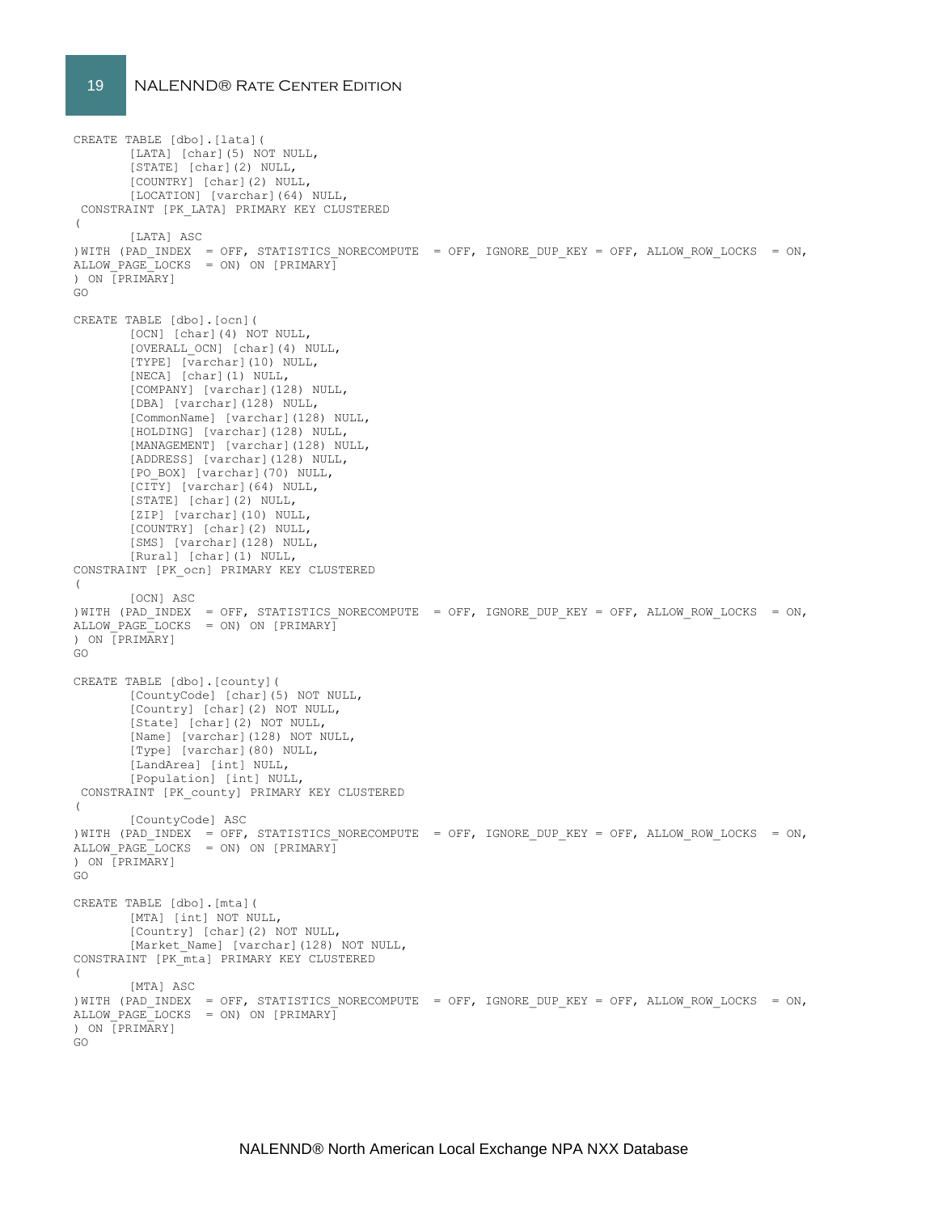```
CREATE TABLE [dbo].[lata](
        [LATA] [char](5) NOT NULL,
        [STATE] [char](2) NULL,
        [COUNTRY] [char](2) NULL,
        [LOCATION] [varchar](64) NULL,
 CONSTRAINT [PK_LATA] PRIMARY KEY CLUSTERED
(
        [LATA] ASC
)WITH (PAD_INDEX  = OFF, STATISTICS_NORECOMPUTE  = OFF, IGNORE_DUP_KEY = OFF, ALLOW_ROW_LOCKS  = ON,
ALLOW_PAGE_LOCKS  = ON) ON [PRIMARY]
) ON [PRIMARY]
GO

CREATE TABLE [dbo].[ocn](
        [OCN] [char](4) NOT NULL,
        [OVERALL_OCN] [char](4) NULL,
        [TYPE] [varchar](10) NULL,
        [NECA] [char](1) NULL,
        [COMPANY] [varchar](128) NULL,
        [DBA] [varchar](128) NULL,
        [CommonName] [varchar](128) NULL,
        [HOLDING] [varchar](128) NULL,
        [MANAGEMENT] [varchar](128) NULL,
        [ADDRESS] [varchar](128) NULL,
        [PO_BOX] [varchar](70) NULL,
        [CITY] [varchar](64) NULL,
        [STATE] [char](2) NULL,
        [ZIP] [varchar](10) NULL,
        [COUNTRY] [char](2) NULL,
        [SMS] [varchar](128) NULL,
        [Rural] [char](1) NULL,
CONSTRAINT [PK_ocn] PRIMARY KEY CLUSTERED
(
        [OCN] ASC
)WITH (PAD_INDEX  = OFF, STATISTICS_NORECOMPUTE  = OFF, IGNORE_DUP_KEY = OFF, ALLOW_ROW_LOCKS  = ON,
ALLOW_PAGE_LOCKS  = ON) ON [PRIMARY]
) ON [PRIMARY]
GO

CREATE TABLE [dbo].[county](
        [CountyCode] [char](5) NOT NULL,
        [Country] [char](2) NOT NULL,
        [State] [char](2) NOT NULL,
        [Name] [varchar](128) NOT NULL,
        [Type] [varchar](80) NULL,
        [LandArea] [int] NULL,
        [Population] [int] NULL,
 CONSTRAINT [PK_county] PRIMARY KEY CLUSTERED
(
        [CountyCode] ASC
)WITH (PAD_INDEX  = OFF, STATISTICS_NORECOMPUTE  = OFF, IGNORE_DUP_KEY = OFF, ALLOW_ROW_LOCKS  = ON,
ALLOW_PAGE_LOCKS  = ON) ON [PRIMARY]
) ON [PRIMARY]
GO

CREATE TABLE [dbo].[mta](
        [MTA] [int] NOT NULL,
        [Country] [char](2) NOT NULL,
        [Market_Name] [varchar](128) NOT NULL,
CONSTRAINT [PK_mta] PRIMARY KEY CLUSTERED
(
        [MTA] ASC
)WITH (PAD_INDEX  = OFF, STATISTICS_NORECOMPUTE  = OFF, IGNORE_DUP_KEY = OFF, ALLOW_ROW_LOCKS  = ON,
ALLOW_PAGE_LOCKS  = ON) ON [PRIMARY]
) ON [PRIMARY]
GO
```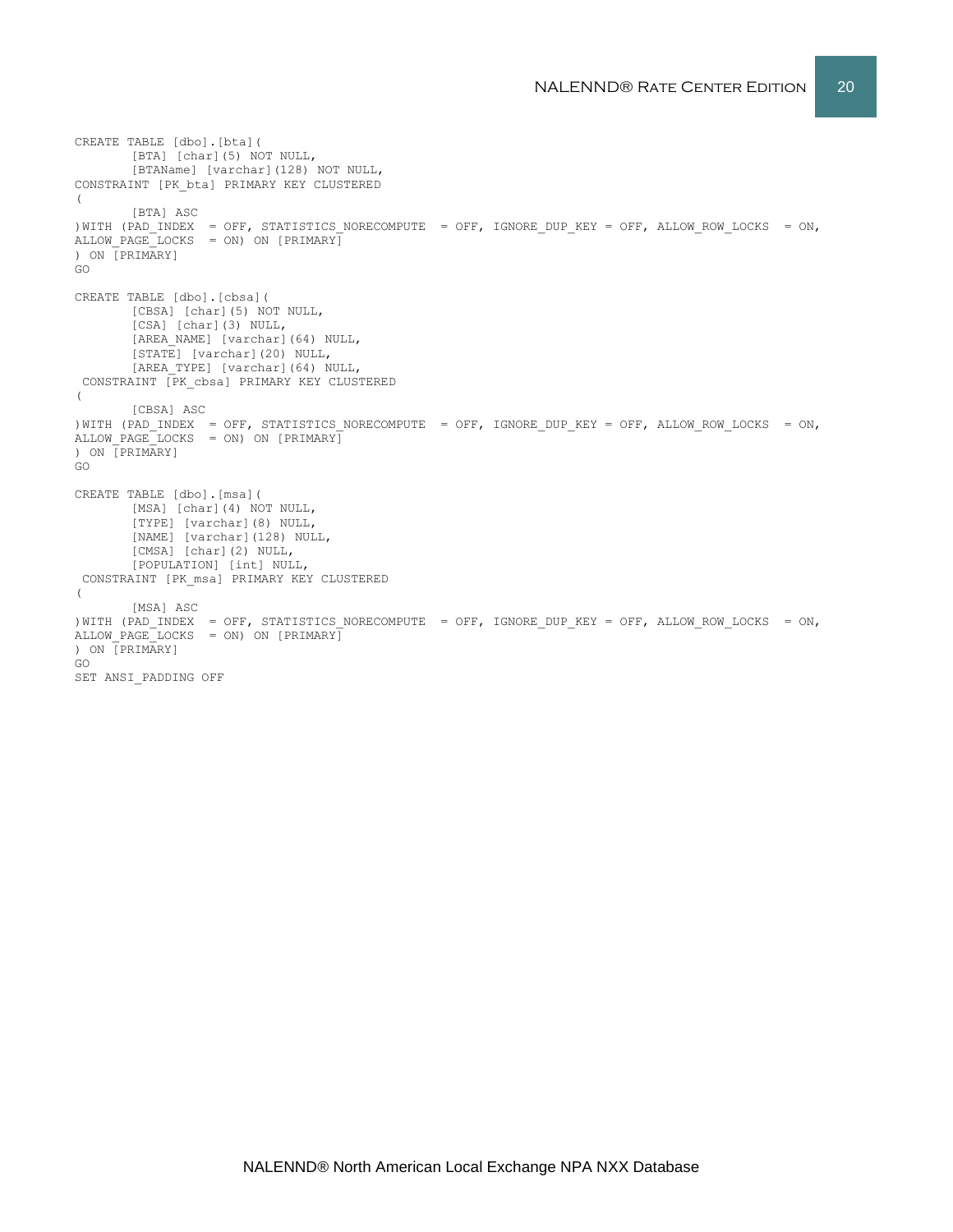```
CREATE TABLE [dbo].[bta](
        [BTA] [char](5) NOT NULL,
        [BTAName] [varchar](128) NOT NULL,
CONSTRAINT [PK_bta] PRIMARY KEY CLUSTERED
(
        [BTA] ASC
)WITH (PAD_INDEX  = OFF, STATISTICS_NORECOMPUTE  = OFF, IGNORE_DUP_KEY = OFF, ALLOW_ROW_LOCKS  = ON,
ALLOW_PAGE_LOCKS  = ON) ON [PRIMARY]
) ON [PRIMARY]
GO

CREATE TABLE [dbo].[cbsa](
        [CBSA] [char](5) NOT NULL,
        [CSA] [char](3) NULL,
        [AREA_NAME] [varchar](64) NULL,
        [STATE] [varchar](20) NULL,
        [AREA_TYPE] [varchar](64) NULL,
 CONSTRAINT [PK_cbsa] PRIMARY KEY CLUSTERED
(
        [CBSA] ASC
)WITH (PAD_INDEX  = OFF, STATISTICS_NORECOMPUTE  = OFF, IGNORE_DUP_KEY = OFF, ALLOW_ROW_LOCKS  = ON,
ALLOW_PAGE_LOCKS  = ON) ON [PRIMARY]
) ON [PRIMARY]
GO

CREATE TABLE [dbo].[msa](
        [MSA] [char](4) NOT NULL,
        [TYPE] [varchar](8) NULL,
        [NAME] [varchar](128) NULL,
        [CMSA] [char](2) NULL,
        [POPULATION] [int] NULL,
 CONSTRAINT [PK_msa] PRIMARY KEY CLUSTERED
(
        [MSA] ASC
)WITH (PAD_INDEX  = OFF, STATISTICS_NORECOMPUTE  = OFF, IGNORE_DUP_KEY = OFF, ALLOW_ROW_LOCKS  = ON,
ALLOW_PAGE_LOCKS  = ON) ON [PRIMARY]
) ON [PRIMARY]
GO
SET ANSI_PADDING OFF
```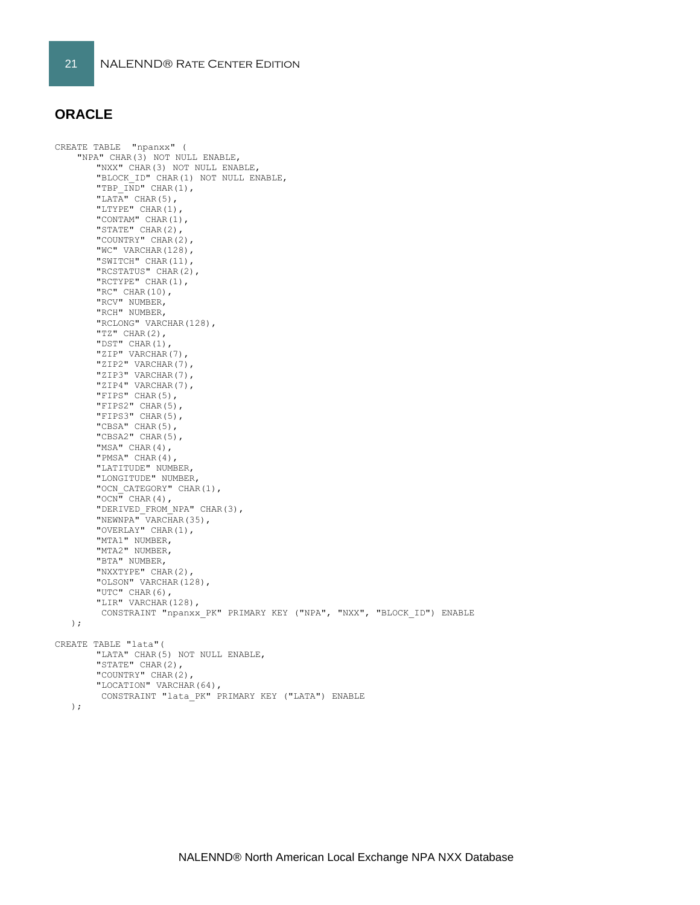## ORACLE

```
CREATE TABLE  "npanxx" (
    "NPA" CHAR(3) NOT NULL ENABLE,
        "NXX" CHAR(3) NOT NULL ENABLE,
        "BLOCK_ID" CHAR(1) NOT NULL ENABLE,
        "TBP_IND" CHAR(1),
        "LATA" CHAR(5),
        "LTYPE" CHAR(1),
        "CONTAM" CHAR(1),
        "STATE" CHAR(2),
        "COUNTRY" CHAR(2),
        "WC" VARCHAR(128),
        "SWITCH" CHAR(11),
        "RCSTATUS" CHAR(2),
        "RCTYPE" CHAR(1),
        "RC" CHAR(10),
        "RCV" NUMBER,
        "RCH" NUMBER,
        "RCLONG" VARCHAR(128),
        "TZ" CHAR(2),
        "DST" CHAR(1),
        "ZIP" VARCHAR(7),
        "ZIP2" VARCHAR(7),
        "ZIP3" VARCHAR(7),
        "ZIP4" VARCHAR(7),
        "FIPS" CHAR(5),
        "FIPS2" CHAR(5),
        "FIPS3" CHAR(5),
        "CBSA" CHAR(5),
        "CBSA2" CHAR(5),
        "MSA" CHAR(4),
        "PMSA" CHAR(4),
        "LATITUDE" NUMBER,
        "LONGITUDE" NUMBER,
        "OCN_CATEGORY" CHAR(1),
        "OCN" CHAR(4),
        "DERIVED_FROM_NPA" CHAR(3),
        "NEWNPA" VARCHAR(35),
        "OVERLAY" CHAR(1),
        "MTA1" NUMBER,
        "MTA2" NUMBER,
        "BTA" NUMBER,
        "NXXTYPE" CHAR(2),
        "OLSON" VARCHAR(128),
        "UTC" CHAR(6),
        "LIR" VARCHAR(128),
         CONSTRAINT "npanxx_PK" PRIMARY KEY ("NPA", "NXX", "BLOCK_ID") ENABLE
   );

CREATE TABLE "lata"(
        "LATA" CHAR(5) NOT NULL ENABLE,
        "STATE" CHAR(2),
        "COUNTRY" CHAR(2),
        "LOCATION" VARCHAR(64),
         CONSTRAINT "lata_PK" PRIMARY KEY ("LATA") ENABLE
   );
```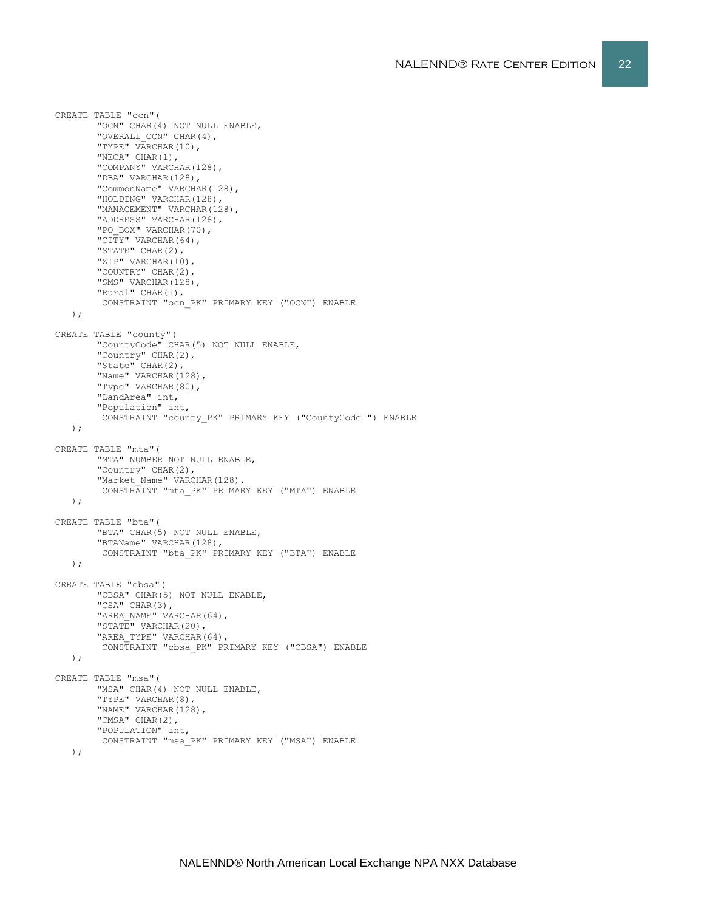```
CREATE TABLE "ocn"(
        "OCN" CHAR(4) NOT NULL ENABLE,
        "OVERALL_OCN" CHAR(4),
        "TYPE" VARCHAR(10),
        "NECA" CHAR(1),
        "COMPANY" VARCHAR(128),
        "DBA" VARCHAR(128),
        "CommonName" VARCHAR(128),
        "HOLDING" VARCHAR(128),
        "MANAGEMENT" VARCHAR(128),
        "ADDRESS" VARCHAR(128),
        "PO_BOX" VARCHAR(70),
        "CITY" VARCHAR(64),
        "STATE" CHAR(2),
        "ZIP" VARCHAR(10),
        "COUNTRY" CHAR(2),
        "SMS" VARCHAR(128),
        "Rural" CHAR(1),
         CONSTRAINT "ocn_PK" PRIMARY KEY ("OCN") ENABLE
   );

CREATE TABLE "county"(
        "CountyCode" CHAR(5) NOT NULL ENABLE,
        "Country" CHAR(2),
        "State" CHAR(2),
        "Name" VARCHAR(128),
        "Type" VARCHAR(80),
        "LandArea" int,
        "Population" int,
         CONSTRAINT "county_PK" PRIMARY KEY ("CountyCode ") ENABLE
   );

CREATE TABLE "mta"(
        "MTA" NUMBER NOT NULL ENABLE,
        "Country" CHAR(2),
        "Market_Name" VARCHAR(128),
         CONSTRAINT "mta_PK" PRIMARY KEY ("MTA") ENABLE
   );

CREATE TABLE "bta"(
        "BTA" CHAR(5) NOT NULL ENABLE,
        "BTAName" VARCHAR(128),
         CONSTRAINT "bta_PK" PRIMARY KEY ("BTA") ENABLE
   );

CREATE TABLE "cbsa"(
        "CBSA" CHAR(5) NOT NULL ENABLE,
        "CSA" CHAR(3),
        "AREA_NAME" VARCHAR(64),
        "STATE" VARCHAR(20),
        "AREA_TYPE" VARCHAR(64),
         CONSTRAINT "cbsa_PK" PRIMARY KEY ("CBSA") ENABLE
   );

CREATE TABLE "msa"(
        "MSA" CHAR(4) NOT NULL ENABLE,
        "TYPE" VARCHAR(8),
        "NAME" VARCHAR(128),
        "CMSA" CHAR(2),
        "POPULATION" int,
         CONSTRAINT "msa_PK" PRIMARY KEY ("MSA") ENABLE
   );
```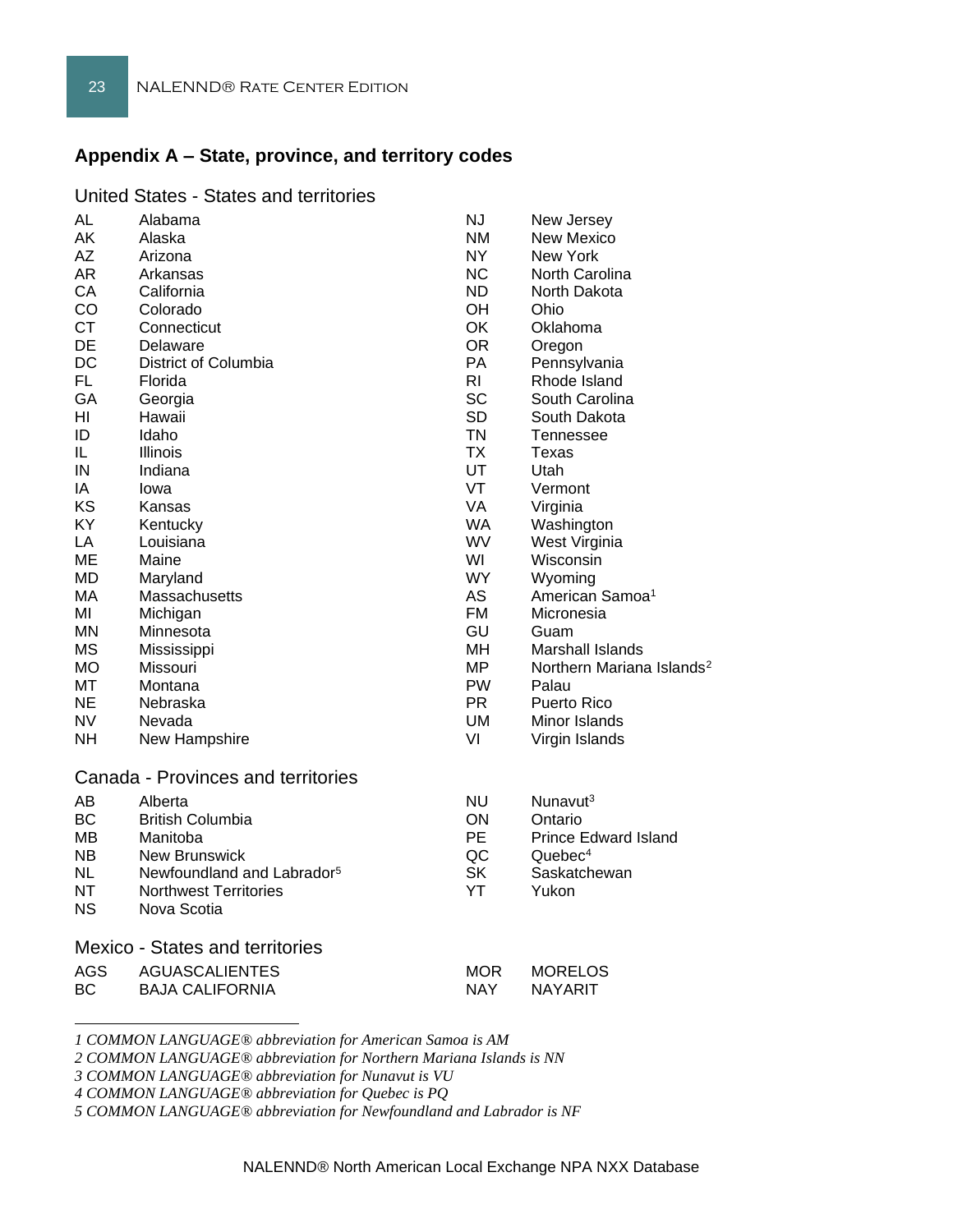## Appendix A – State, province, and territory codes

### United States - States and territories

| Code | Name | Code | Name |
|---|---|---|---|
| AL | Alabama | NJ | New Jersey |
| AK | Alaska | NM | New Mexico |
| AZ | Arizona | NY | New York |
| AR | Arkansas | NC | North Carolina |
| CA | California | ND | North Dakota |
| CO | Colorado | OH | Ohio |
| CT | Connecticut | OK | Oklahoma |
| DE | Delaware | OR | Oregon |
| DC | District of Columbia | PA | Pennsylvania |
| FL | Florida | RI | Rhode Island |
| GA | Georgia | SC | South Carolina |
| HI | Hawaii | SD | South Dakota |
| ID | Idaho | TN | Tennessee |
| IL | Illinois | TX | Texas |
| IN | Indiana | UT | Utah |
| IA | Iowa | VT | Vermont |
| KS | Kansas | VA | Virginia |
| KY | Kentucky | WA | Washington |
| LA | Louisiana | WV | West Virginia |
| ME | Maine | WI | Wisconsin |
| MD | Maryland | WY | Wyoming |
| MA | Massachusetts | AS | American Samoa[1] |
| MI | Michigan | FM | Micronesia |
| MN | Minnesota | GU | Guam |
| MS | Mississippi | MH | Marshall Islands |
| MO | Missouri | MP | Northern Mariana Islands[2] |
| MT | Montana | PW | Palau |
| NE | Nebraska | PR | Puerto Rico |
| NV | Nevada | UM | Minor Islands |
| NH | New Hampshire | VI | Virgin Islands |

### Canada - Provinces and territories

| Code | Name | Code | Name |
|---|---|---|---|
| AB | Alberta | NU | Nunavut[3] |
| BC | British Columbia | ON | Ontario |
| MB | Manitoba | PE | Prince Edward Island |
| NB | New Brunswick | QC | Quebec[4] |
| NL | Newfoundland and Labrador[5] | SK | Saskatchewan |
| NT | Northwest Territories | YT | Yukon |
| NS | Nova Scotia | | |

### Mexico - States and territories

| Code | Name | Code | Name |
|---|---|---|---|
| AGS | AGUASCALIENTES | MOR | MORELOS |
| BC | BAJA CALIFORNIA | NAY | NAYARIT |

---

*1 COMMON LANGUAGE® abbreviation for American Samoa is AM*

*2 COMMON LANGUAGE® abbreviation for Northern Mariana Islands is NN*

*3 COMMON LANGUAGE® abbreviation for Nunavut is VU*

*4 COMMON LANGUAGE® abbreviation for Quebec is PQ*

*5 COMMON LANGUAGE® abbreviation for Newfoundland and Labrador is NF*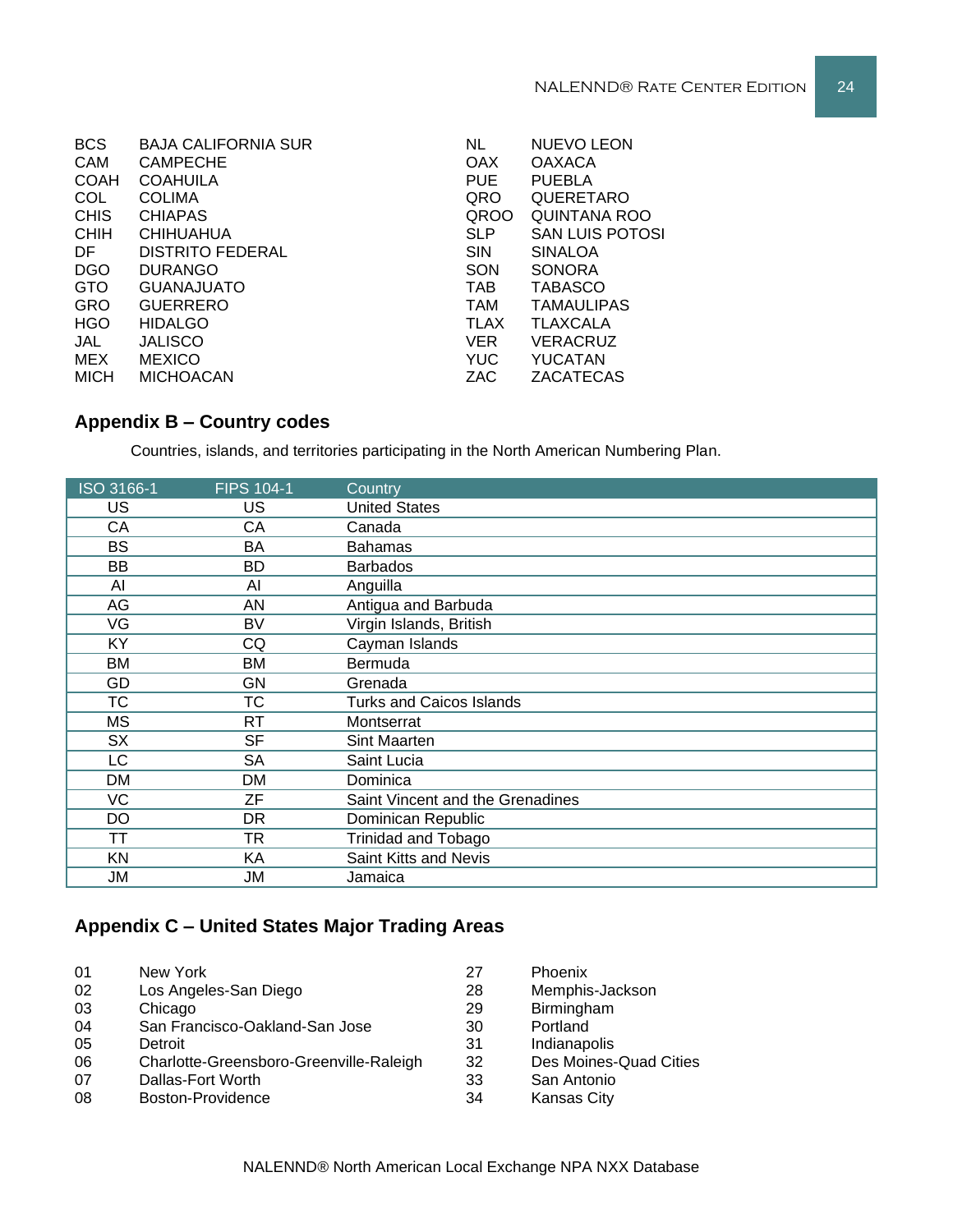| | |
|---|---|
| BCS | BAJA CALIFORNIA SUR |
| CAM | CAMPECHE |
| COAH | COAHUILA |
| COL | COLIMA |
| CHIS | CHIAPAS |
| CHIH | CHIHUAHUA |
| DF | DISTRITO FEDERAL |
| DGO | DURANGO |
| GTO | GUANAJUATO |
| GRO | GUERRERO |
| HGO | HIDALGO |
| JAL | JALISCO |
| MEX | MEXICO |
| MICH | MICHOACAN |
| NL | NUEVO LEON |
| OAX | OAXACA |
| PUE | PUEBLA |
| QRO | QUERETARO |
| QROO | QUINTANA ROO |
| SLP | SAN LUIS POTOSI |
| SIN | SINALOA |
| SON | SONORA |
| TAB | TABASCO |
| TAM | TAMAULIPAS |
| TLAX | TLAXCALA |
| VER | VERACRUZ |
| YUC | YUCATAN |
| ZAC | ZACATECAS |

## Appendix B – Country codes

Countries, islands, and territories participating in the North American Numbering Plan.

| ISO 3166-1 | FIPS 104-1 | Country |
|---|---|---|
| US | US | United States |
| CA | CA | Canada |
| BS | BA | Bahamas |
| BB | BD | Barbados |
| AI | AI | Anguilla |
| AG | AN | Antigua and Barbuda |
| VG | BV | Virgin Islands, British |
| KY | CQ | Cayman Islands |
| BM | BM | Bermuda |
| GD | GN | Grenada |
| TC | TC | Turks and Caicos Islands |
| MS | RT | Montserrat |
| SX | SF | Sint Maarten |
| LC | SA | Saint Lucia |
| DM | DM | Dominica |
| VC | ZF | Saint Vincent and the Grenadines |
| DO | DR | Dominican Republic |
| TT | TR | Trinidad and Tobago |
| KN | KA | Saint Kitts and Nevis |
| JM | JM | Jamaica |

## Appendix C – United States Major Trading Areas

| | |
|---|---|
| 01 | New York |
| 02 | Los Angeles-San Diego |
| 03 | Chicago |
| 04 | San Francisco-Oakland-San Jose |
| 05 | Detroit |
| 06 | Charlotte-Greensboro-Greenville-Raleigh |
| 07 | Dallas-Fort Worth |
| 08 | Boston-Providence |
| 27 | Phoenix |
| 28 | Memphis-Jackson |
| 29 | Birmingham |
| 30 | Portland |
| 31 | Indianapolis |
| 32 | Des Moines-Quad Cities |
| 33 | San Antonio |
| 34 | Kansas City |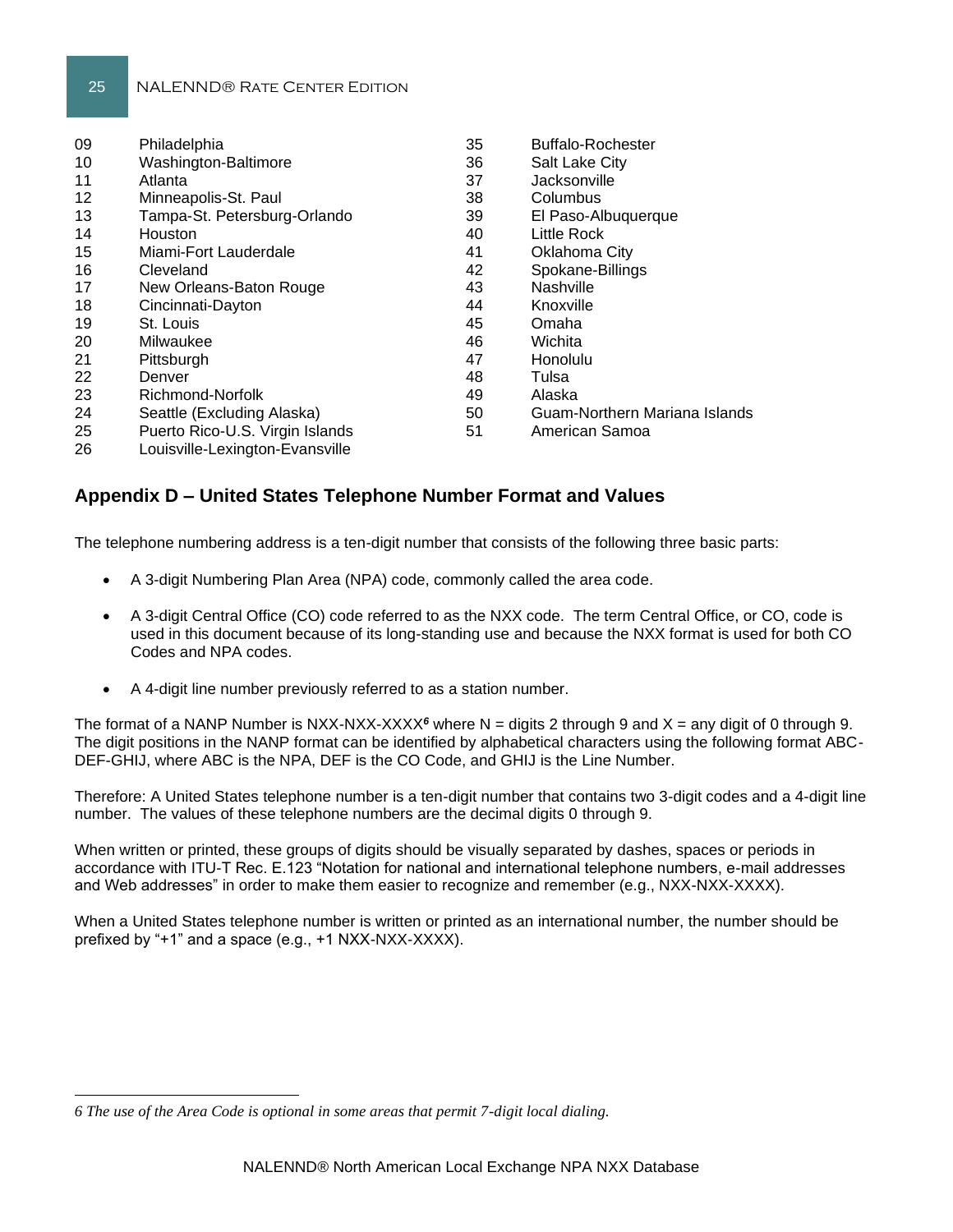| | |
|---|---|
| 09 | Philadelphia |
| 10 | Washington-Baltimore |
| 11 | Atlanta |
| 12 | Minneapolis-St. Paul |
| 13 | Tampa-St. Petersburg-Orlando |
| 14 | Houston |
| 15 | Miami-Fort Lauderdale |
| 16 | Cleveland |
| 17 | New Orleans-Baton Rouge |
| 18 | Cincinnati-Dayton |
| 19 | St. Louis |
| 20 | Milwaukee |
| 21 | Pittsburgh |
| 22 | Denver |
| 23 | Richmond-Norfolk |
| 24 | Seattle (Excluding Alaska) |
| 25 | Puerto Rico-U.S. Virgin Islands |
| 26 | Louisville-Lexington-Evansville |
| 35 | Buffalo-Rochester |
| 36 | Salt Lake City |
| 37 | Jacksonville |
| 38 | Columbus |
| 39 | El Paso-Albuquerque |
| 40 | Little Rock |
| 41 | Oklahoma City |
| 42 | Spokane-Billings |
| 43 | Nashville |
| 44 | Knoxville |
| 45 | Omaha |
| 46 | Wichita |
| 47 | Honolulu |
| 48 | Tulsa |
| 49 | Alaska |
| 50 | Guam-Northern Mariana Islands |
| 51 | American Samoa |

## Appendix D – United States Telephone Number Format and Values

The telephone numbering address is a ten-digit number that consists of the following three basic parts:

- A 3-digit Numbering Plan Area (NPA) code, commonly called the area code.
- A 3-digit Central Office (CO) code referred to as the NXX code. The term Central Office, or CO, code is used in this document because of its long-standing use and because the NXX format is used for both CO Codes and NPA codes.
- A 4-digit line number previously referred to as a station number.

The format of a NANP Number is NXX-NXX-XXXX[6] where N = digits 2 through 9 and X = any digit of 0 through 9. The digit positions in the NANP format can be identified by alphabetical characters using the following format ABC-DEF-GHIJ, where ABC is the NPA, DEF is the CO Code, and GHIJ is the Line Number.

Therefore: A United States telephone number is a ten-digit number that contains two 3-digit codes and a 4-digit line number. The values of these telephone numbers are the decimal digits 0 through 9.

When written or printed, these groups of digits should be visually separated by dashes, spaces or periods in accordance with ITU-T Rec. E.123 "Notation for national and international telephone numbers, e-mail addresses and Web addresses" in order to make them easier to recognize and remember (e.g., NXX-NXX-XXXX).

When a United States telephone number is written or printed as an international number, the number should be prefixed by "+1" and a space (e.g., +1 NXX-NXX-XXXX).

*6 The use of the Area Code is optional in some areas that permit 7-digit local dialing.*